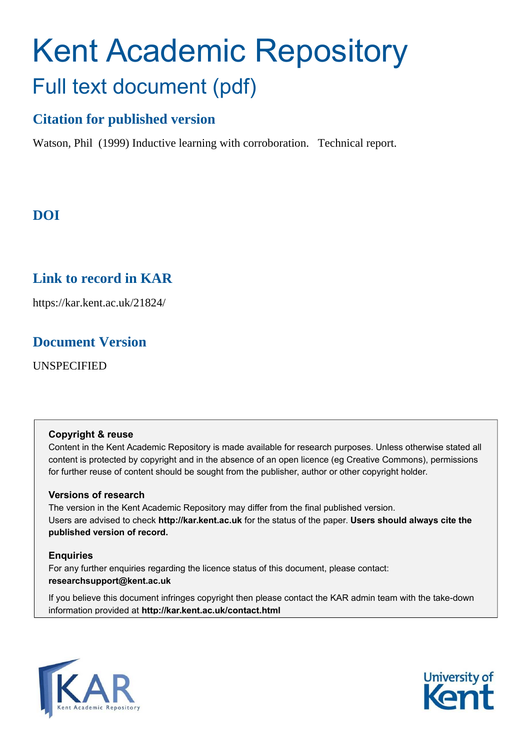# Kent Academic Repository

## Full text document (pdf)

### Citation for published version

Watson, Phil (1999) Inductive learning with corroboration. Technical report.

### DOI

### Link to record in KAR

https://kar.kent.ac.uk/21824/

### Document Version

UNSPECIFIED

**Copyright & reuse**

Content in the Kent Academic Repository is made available for research purposes. Unless otherwise stated all content is protected by copyright and in the absence of an open licence (eg Creative Commons), permissions for further reuse of content should be sought from the publisher, author or other copyright holder.

**Versions of research**

The version in the Kent Academic Repository may differ from the final published version. Users are advised to check **http://kar.kent.ac.uk** for the status of the paper. **Users should always cite the published version of record.**

**Enquiries**

For any further enquiries regarding the licence status of this document, please contact: **researchsupport@kent.ac.uk**

If you believe this document infringes copyright then please contact the KAR admin team with the take-down information provided at **http://kar.kent.ac.uk/contact.html**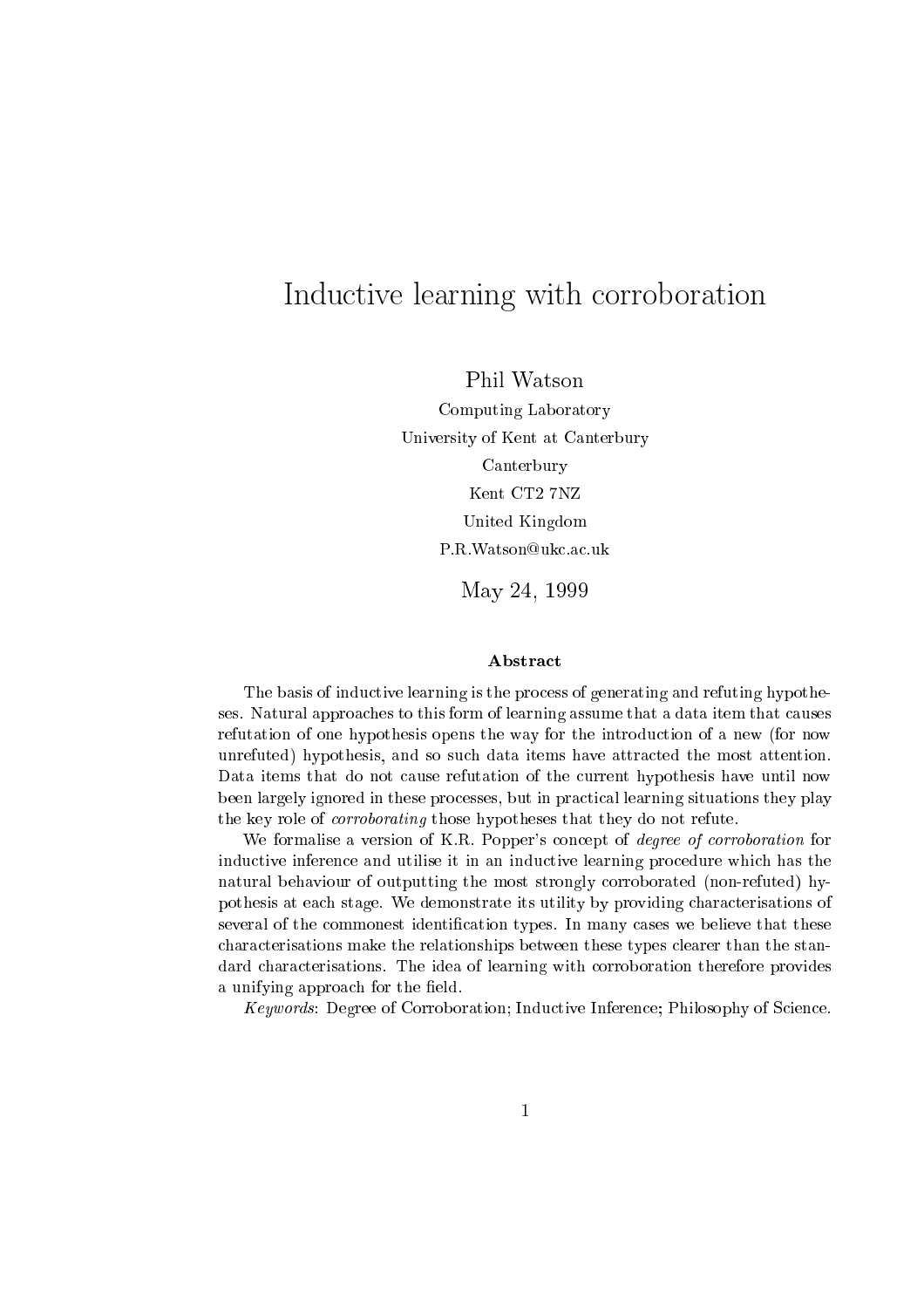# Inductive learning with corroboration

Phil Watson

Computing Laboratory

University of Kent at Canterbury

Canterbury

Kent CT2 7NZ

United Kingdom

P.R.Watson@ukc.ac.uk

May 24, 1999

### Abstract

The basis of inductive learning is the process of generating and refuting hypotheses. Natural approaches to this form of learning assume that a data item that causes refutation of one hypothesis opens the way for the introduction of a new (for now unrefuted) hypothesis, and so such data items have attracted the most attention. Data items that do not cause refutation of the current hypothesis have until now been largely ignored in these processes, but in practical learning situations they play the key role of *corroborating* those hypotheses that they do not refute.

We formalise a version of K.R. Popper's concept of *degree of corroboration* for inductive inference and utilise it in an inductive learning procedure which has the natural behaviour of outputting the most strongly corroborated (non-refuted) hypothesis at each stage. We demonstrate its utility by providing characterisations of several of the commonest identification types. In many cases we believe that these characterisations make the relationships between these types clearer than the standard characterisations. The idea of learning with corroboration therefore provides a unifying approach for the field.

*Keywords*: Degree of Corroboration; Inductive Inference; Philosophy of Science.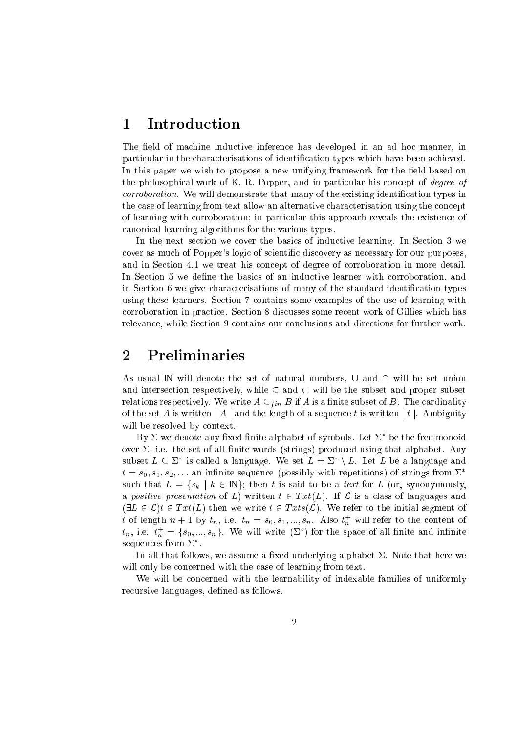# 1 Introduction

The field of machine inductive inference has developed in an ad hoc manner, in particular in the characterisations of identification types which have been achieved. In this paper we wish to propose a new unifying framework for the field based on the philosophical work of K. R. Popper, and in particular his concept of *degree of corroboration*. We will demonstrate that many of the existing identification types in the case of learning from text allow an alternative characterisation using the concept of learning with corroboration; in particular this approach reveals the existence of canonical learning algorithms for the various types.

In the next section we cover the basics of inductive learning. In Section 3 we cover as much of Popper's logic of scientific discovery as necessary for our purposes, and in Section 4.1 we treat his concept of degree of corroboration in more detail. In Section 5 we define the basics of an inductive learner with corroboration, and in Section 6 we give characterisations of many of the standard identification types using these learners. Section 7 contains some examples of the use of learning with corroboration in practice. Section 8 discusses some recent work of Gillies which has relevance, while Section 9 contains our conclusions and directions for further work.

# 2 Preliminaries

As usual $\mathbb{N}$ will denote the set of natural numbers, $\cup$ and $\cap$ will be set union and intersection respectively, while $\subseteq$ and $\subset$ will be the subset and proper subset relations respectively. We write $A \subseteq_{fin} B$ if $A$ is a finite subset of $B$. The cardinality of the set $A$ is written $\mid A \mid$ and the length of a sequence $t$ is written $\mid t \mid$. Ambiguity will be resolved by context.

By $\Sigma$ we denote any fixed finite alphabet of symbols. Let $\Sigma^*$ be the free monoid over $\Sigma$, i.e. the set of all finite words (strings) produced using that alphabet. Any subset $L \subseteq \Sigma^*$ is called a language. We set $\overline{L} = \Sigma^* \setminus L$. Let $L$ be a language and $t = s_0, s_1, s_2, \ldots$ an infinite sequence (possibly with repetitions) of strings from $\Sigma^*$ such that $L = \{s_k \mid k \in \mathbb{N}\}$; then $t$ is said to be a *text* for $L$ (or, synonymously, a *positive presentation* of $L$) written $t \in Txt(L)$. If $\mathcal{L}$ is a class of languages and $(\exists L \in \mathcal{L}) t \in Txt(L)$ then we write $t \in Txts(\mathcal{L})$. We refer to the initial segment of $t$ of length $n+1$ by $t_n$, i.e. $t_n = s_0, s_1, ..., s_n$. Also $t_n^+$ will refer to the content of $t_n$, i.e. $t_n^+ = \{s_0, ..., s_n\}$. We will write $(\Sigma^*)$ for the space of all finite and infinite sequences from $\Sigma^*$.

In all that follows, we assume a fixed underlying alphabet $\Sigma$. Note that here we will only be concerned with the case of learning from text.

We will be concerned with the learnability of indexable families of uniformly recursive languages, defined as follows.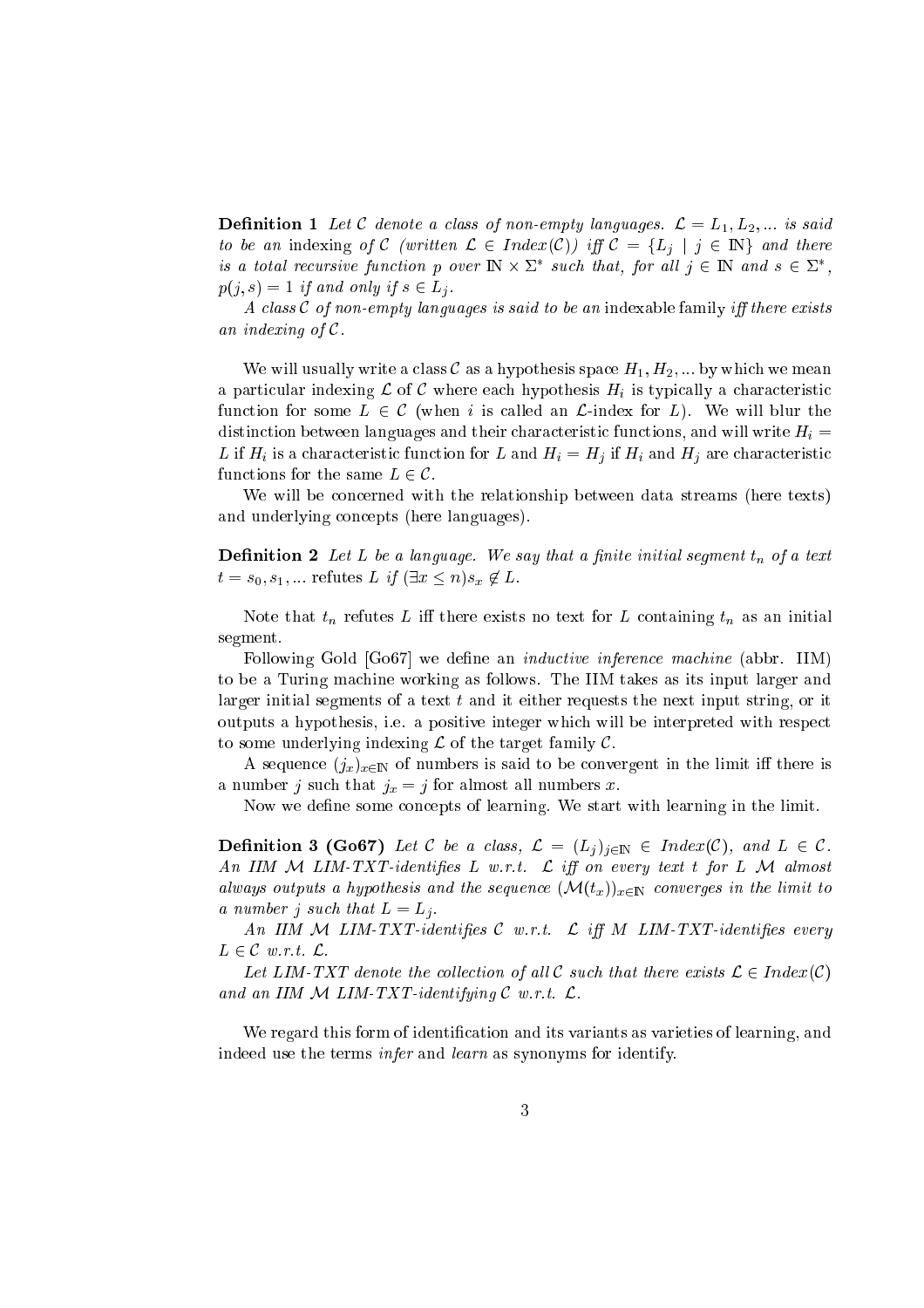**Definition 1** *Let $\mathcal{C}$ denote a class of non-empty languages. $\mathcal{L} = L_1, L_2, \ldots$ is said to be an* indexing *of $\mathcal{C}$ (written $\mathcal{L} \in Index(\mathcal{C})$) iff $\mathcal{C} = \{L_j \mid j \in \mathbb{N}\}$ and there is a total recursive function $p$ over $\mathbb{N} \times \Sigma^*$ such that, for all $j \in \mathbb{N}$ and $s \in \Sigma^*$, $p(j, s) = 1$ if and only if $s \in L_j$.*

*A class $\mathcal{C}$ of non-empty languages is said to be an* indexable family *iff there exists an indexing of $\mathcal{C}$.*

We will usually write a class $\mathcal{C}$ as a hypothesis space $H_1, H_2, \ldots$ by which we mean a particular indexing $\mathcal{L}$ of $\mathcal{C}$ where each hypothesis $H_i$ is typically a characteristic function for some $L \in \mathcal{C}$ (when $i$ is called an $\mathcal{L}$-index for $L$). We will blur the distinction between languages and their characteristic functions, and will write $H_i = L$ if $H_i$ is a characteristic function for $L$ and $H_i = H_j$ if $H_i$ and $H_j$ are characteristic functions for the same $L \in \mathcal{C}$.

We will be concerned with the relationship between data streams (here texts) and underlying concepts (here languages).

**Definition 2** *Let $L$ be a language. We say that a finite initial segment $t_n$ of a text $t = s_0, s_1, \ldots$* refutes *$L$ if $(\exists x \leq n) s_x \notin L$.*

Note that $t_n$ refutes $L$ iff there exists no text for $L$ containing $t_n$ as an initial segment.

Following Gold [Go67] we define an *inductive inference machine* (abbr. IIM) to be a Turing machine working as follows. The IIM takes as its input larger and larger initial segments of a text $t$ and it either requests the next input string, or it outputs a hypothesis, i.e. a positive integer which will be interpreted with respect to some underlying indexing $\mathcal{L}$ of the target family $\mathcal{C}$.

A sequence $(j_x)_{x \in \mathbb{N}}$ of numbers is said to be convergent in the limit iff there is a number $j$ such that $j_x = j$ for almost all numbers $x$.

Now we define some concepts of learning. We start with learning in the limit.

**Definition 3 (Go67)** *Let $\mathcal{C}$ be a class, $\mathcal{L} = (L_j)_{j \in \mathbb{N}} \in Index(\mathcal{C})$, and $L \in \mathcal{C}$. An IIM $\mathcal{M}$ LIM-TXT-identifies $L$ w.r.t. $\mathcal{L}$ iff on every text $t$ for $L$ $\mathcal{M}$ almost always outputs a hypothesis and the sequence $(\mathcal{M}(t_x))_{x \in \mathbb{N}}$ converges in the limit to a number $j$ such that $L = L_j$.*

*An IIM $\mathcal{M}$ LIM-TXT-identifies $\mathcal{C}$ w.r.t. $\mathcal{L}$ iff $M$ LIM-TXT-identifies every $L \in \mathcal{C}$ w.r.t. $\mathcal{L}$.*

*Let LIM-TXT denote the collection of all $\mathcal{C}$ such that there exists $\mathcal{L} \in Index(\mathcal{C})$ and an IIM $\mathcal{M}$ LIM-TXT-identifying $\mathcal{C}$ w.r.t. $\mathcal{L}$.*

We regard this form of identification and its variants as varieties of learning, and indeed use the terms *infer* and *learn* as synonyms for identify.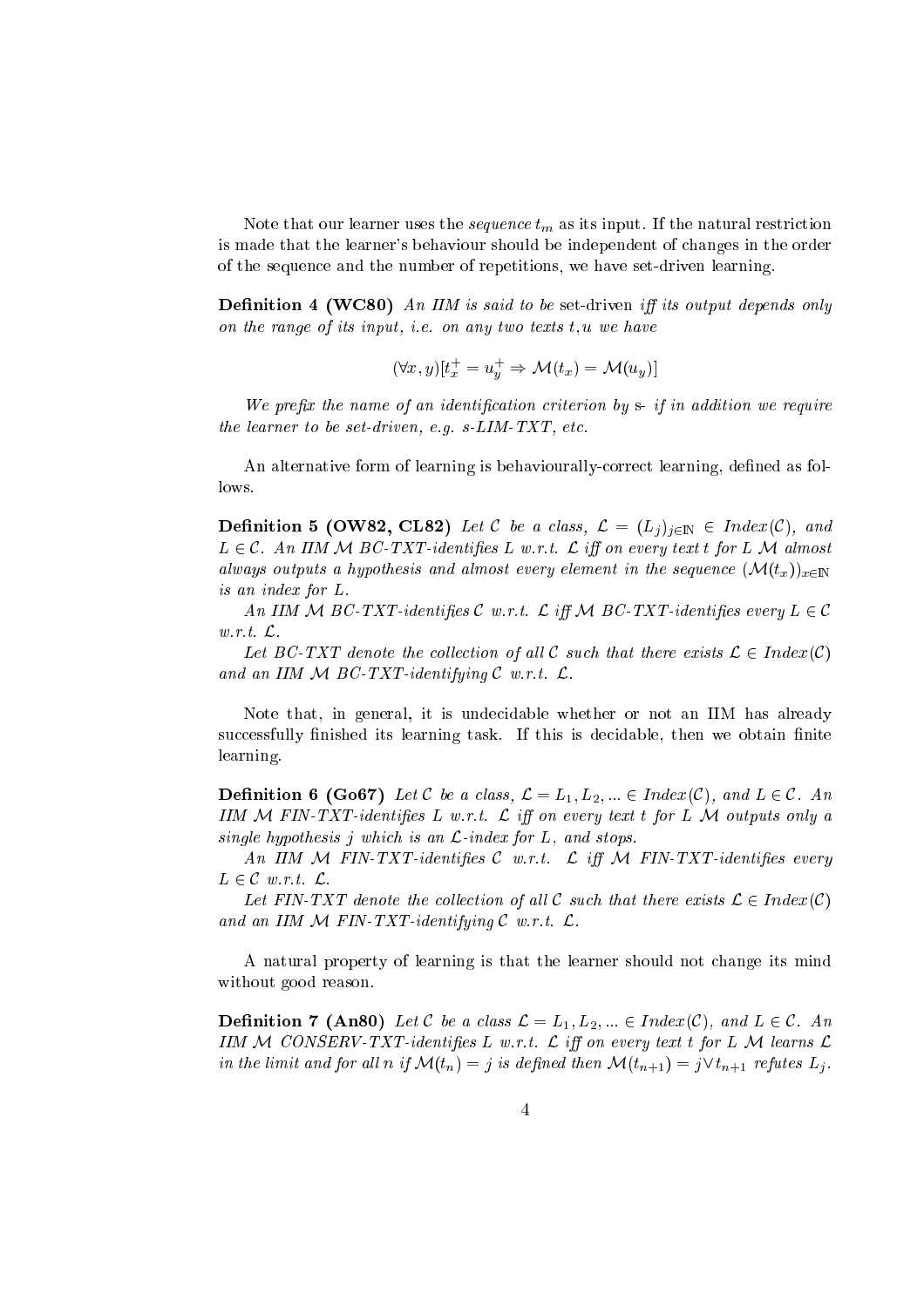Note that our learner uses the *sequence* $t_m$ as its input. If the natural restriction is made that the learner's behaviour should be independent of changes in the order of the sequence and the number of repetitions, we have set-driven learning.

**Definition 4 (WC80)** *An IIM is said to be* set-driven *iff its output depends only on the range of its input, i.e. on any two texts t,u we have*

$$(\forall x, y)[t_x^+ = u_y^+ \Rightarrow \mathcal{M}(t_x) = \mathcal{M}(u_y)]$$

*We prefix the name of an identification criterion by* s- *if in addition we require the learner to be set-driven, e.g. s-LIM-TXT, etc.*

An alternative form of learning is behaviourally-correct learning, defined as follows.

**Definition 5 (OW82, CL82)** *Let $\mathcal{C}$ be a class, $\mathcal{L} = (L_j)_{j \in \mathbb{N}} \in Index(\mathcal{C})$, and $L \in \mathcal{C}$. An IIM $\mathcal{M}$ BC-TXT-identifies $L$ w.r.t. $\mathcal{L}$ iff on every text $t$ for $L$ $\mathcal{M}$ almost always outputs a hypothesis and almost every element in the sequence $(\mathcal{M}(t_x))_{x \in \mathbb{N}}$ is an index for $L$.*

*An IIM $\mathcal{M}$ BC-TXT-identifies $\mathcal{C}$ w.r.t. $\mathcal{L}$ iff $\mathcal{M}$ BC-TXT-identifies every $L \in \mathcal{C}$ w.r.t. $\mathcal{L}$.*

*Let BC-TXT denote the collection of all $\mathcal{C}$ such that there exists $\mathcal{L} \in Index(\mathcal{C})$ and an IIM $\mathcal{M}$ BC-TXT-identifying $\mathcal{C}$ w.r.t. $\mathcal{L}$.*

Note that, in general, it is undecidable whether or not an IIM has already successfully finished its learning task. If this is decidable, then we obtain finite learning.

**Definition 6 (Go67)** *Let $\mathcal{C}$ be a class, $\mathcal{L} = L_1, L_2, ... \in Index(\mathcal{C})$, and $L \in \mathcal{C}$. An IIM $\mathcal{M}$ FIN-TXT-identifies $L$ w.r.t. $\mathcal{L}$ iff on every text $t$ for $L$ $\mathcal{M}$ outputs only a single hypothesis $j$ which is an $\mathcal{L}$-index for $L$, and stops.*

*An IIM $\mathcal{M}$ FIN-TXT-identifies $\mathcal{C}$ w.r.t. $\mathcal{L}$ iff $\mathcal{M}$ FIN-TXT-identifies every $L \in \mathcal{C}$ w.r.t. $\mathcal{L}$.*

*Let FIN-TXT denote the collection of all $\mathcal{C}$ such that there exists $\mathcal{L} \in Index(\mathcal{C})$ and an IIM $\mathcal{M}$ FIN-TXT-identifying $\mathcal{C}$ w.r.t. $\mathcal{L}$.*

A natural property of learning is that the learner should not change its mind without good reason.

**Definition 7 (An80)** *Let $\mathcal{C}$ be a class $\mathcal{L} = L_1, L_2, ... \in Index(\mathcal{C})$, and $L \in \mathcal{C}$. An IIM $\mathcal{M}$ CONSERV-TXT-identifies $L$ w.r.t. $\mathcal{L}$ iff on every text $t$ for $L$ $\mathcal{M}$ learns $\mathcal{L}$ in the limit and for all $n$ if $\mathcal{M}(t_n) = j$ is defined then $\mathcal{M}(t_{n+1}) = j \vee t_{n+1}$ refutes $L_j$.*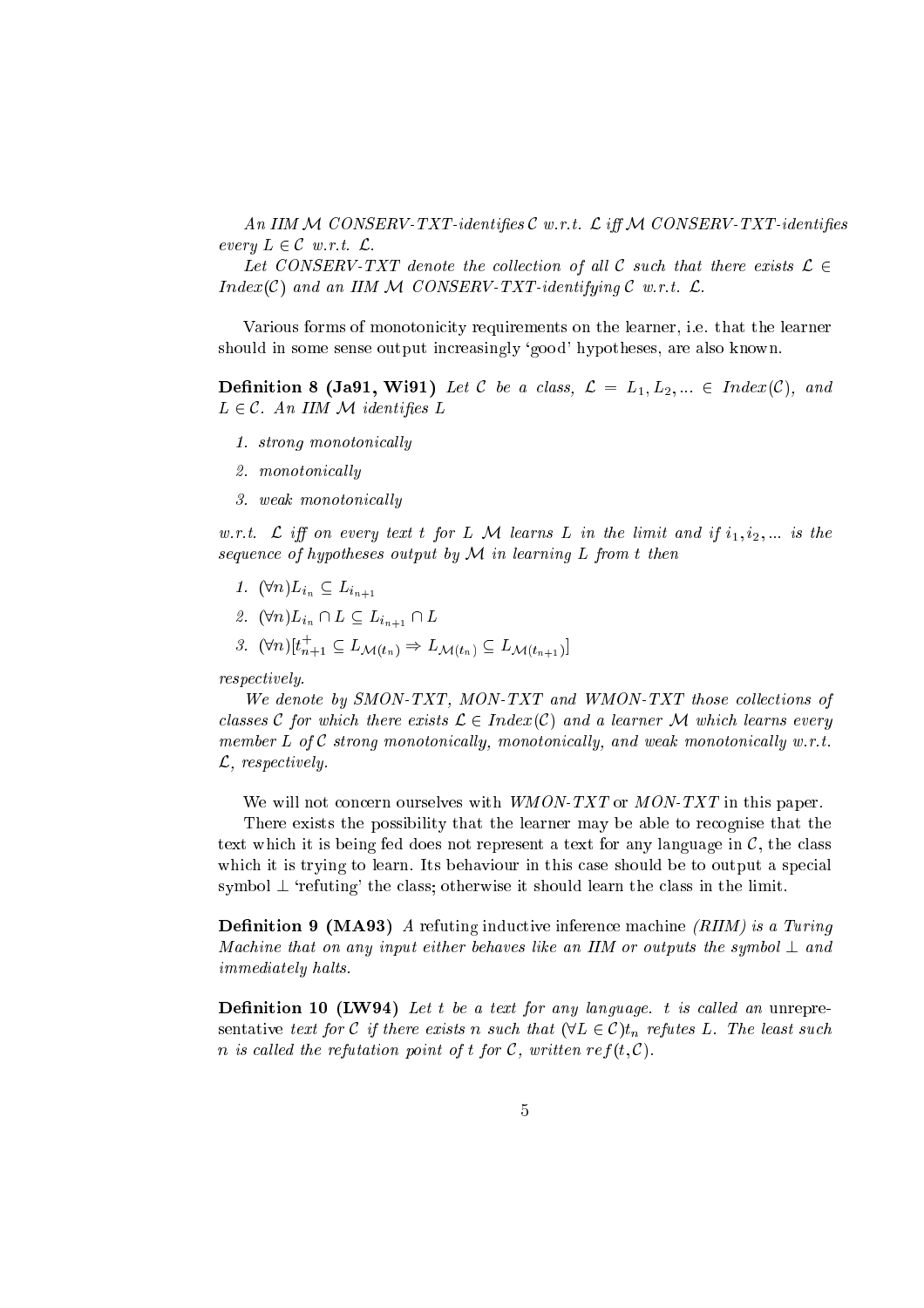*An IIM $\mathcal{M}$ CONSERV-TXT-identifies $\mathcal{C}$ w.r.t. $\mathcal{L}$ iff $\mathcal{M}$ CONSERV-TXT-identifies every $L \in \mathcal{C}$ w.r.t. $\mathcal{L}$.*

*Let CONSERV-TXT denote the collection of all $\mathcal{C}$ such that there exists $\mathcal{L} \in$ Index($\mathcal{C}$) and an IIM $\mathcal{M}$ CONSERV-TXT-identifying $\mathcal{C}$ w.r.t. $\mathcal{L}$.*

Various forms of monotonicity requirements on the learner, i.e. that the learner should in some sense output increasingly 'good' hypotheses, are also known.

**Definition 8 (Ja91, Wi91)** *Let $\mathcal{C}$ be a class, $\mathcal{L} = L_1, L_2, ... \in$ Index($\mathcal{C}$), and $L \in \mathcal{C}$. An IIM $\mathcal{M}$ identifies $L$*

1. *strong monotonically*
2. *monotonically*
3. *weak monotonically*

*w.r.t. $\mathcal{L}$ iff on every text $t$ for $L$ $\mathcal{M}$ learns $L$ in the limit and if $i_1, i_2, ...$ is the sequence of hypotheses output by $\mathcal{M}$ in learning $L$ from $t$ then*

1. $(\forall n) L_{i_n} \subseteq L_{i_{n+1}}$
2. $(\forall n) L_{i_n} \cap L \subseteq L_{i_{n+1}} \cap L$
3. $(\forall n)[t^+_{n+1} \subseteq L_{\mathcal{M}(t_n)} \Rightarrow L_{\mathcal{M}(t_n)} \subseteq L_{\mathcal{M}(t_{n+1})}]$

*respectively.*

*We denote by SMON-TXT, MON-TXT and WMON-TXT those collections of classes $\mathcal{C}$ for which there exists $\mathcal{L} \in$ Index($\mathcal{C}$) and a learner $\mathcal{M}$ which learns every member $L$ of $\mathcal{C}$ strong monotonically, monotonically, and weak monotonically w.r.t. $\mathcal{L}$, respectively.*

We will not concern ourselves with *WMON-TXT* or *MON-TXT* in this paper.

There exists the possibility that the learner may be able to recognise that the text which it is being fed does not represent a text for any language in $\mathcal{C}$, the class which it is trying to learn. Its behaviour in this case should be to output a special symbol $\perp$ 'refuting' the class; otherwise it should learn the class in the limit.

**Definition 9 (MA93)** *A refuting inductive inference machine (RIIM) is a Turing Machine that on any input either behaves like an IIM or outputs the symbol $\perp$ and immediately halts.*

**Definition 10 (LW94)** *Let $t$ be a text for any language. $t$ is called an* unrepresentative *text for $\mathcal{C}$ if there exists $n$ such that $(\forall L \in \mathcal{C}) t_n$ refutes $L$. The least such $n$ is called the refutation point of $t$ for $\mathcal{C}$, written $ref(t, \mathcal{C})$.*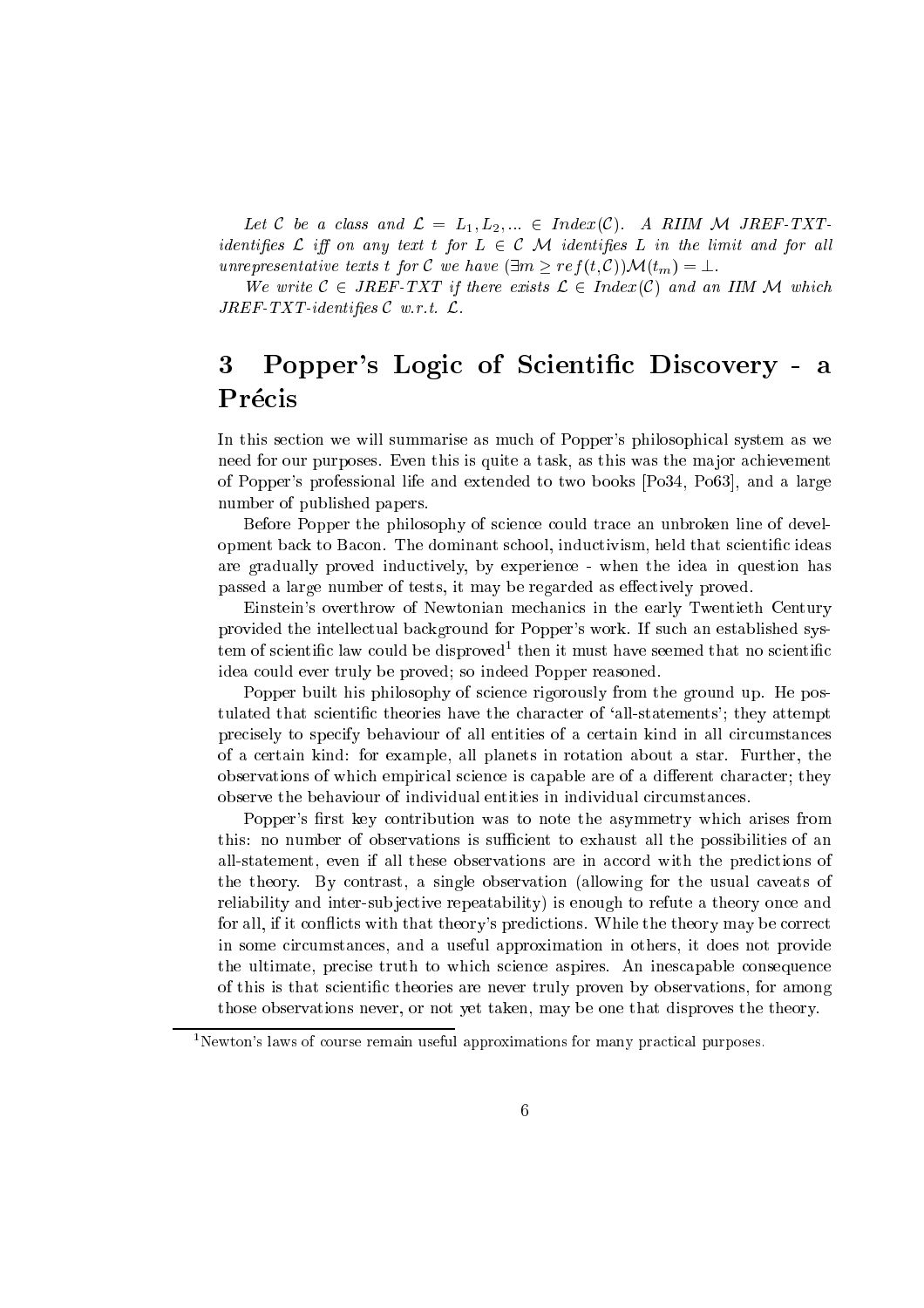*Let $\mathcal{C}$ be a class and $\mathcal{L} = L_1, L_2, \ldots \in Index(\mathcal{C})$. A RIIM $\mathcal{M}$ JREF-TXT-identifies $\mathcal{L}$ iff on any text $t$ for $L \in \mathcal{C}$ $\mathcal{M}$ identifies $L$ in the limit and for all unrepresentative texts $t$ for $\mathcal{C}$ we have $(\exists m \geq ref(t, \mathcal{C}))\mathcal{M}(t_m) = \perp$.*

*We write $\mathcal{C} \in$ JREF-TXT if there exists $\mathcal{L} \in Index(\mathcal{C})$ and an IIM $\mathcal{M}$ which JREF-TXT-identifies $\mathcal{C}$ w.r.t. $\mathcal{L}$.*

# 3 Popper's Logic of Scientific Discovery - a Précis

In this section we will summarise as much of Popper's philosophical system as we need for our purposes. Even this is quite a task, as this was the major achievement of Popper's professional life and extended to two books [Po34, Po63], and a large number of published papers.

Before Popper the philosophy of science could trace an unbroken line of development back to Bacon. The dominant school, inductivism, held that scientific ideas are gradually proved inductively, by experience - when the idea in question has passed a large number of tests, it may be regarded as effectively proved.

Einstein's overthrow of Newtonian mechanics in the early Twentieth Century provided the intellectual background for Popper's work. If such an established system of scientific law could be disproved[1] then it must have seemed that no scientific idea could ever truly be proved; so indeed Popper reasoned.

Popper built his philosophy of science rigorously from the ground up. He postulated that scientific theories have the character of 'all-statements'; they attempt precisely to specify behaviour of all entities of a certain kind in all circumstances of a certain kind: for example, all planets in rotation about a star. Further, the observations of which empirical science is capable are of a different character; they observe the behaviour of individual entities in individual circumstances.

Popper's first key contribution was to note the asymmetry which arises from this: no number of observations is sufficient to exhaust all the possibilities of an all-statement, even if all these observations are in accord with the predictions of the theory. By contrast, a single observation (allowing for the usual caveats of reliability and inter-subjective repeatability) is enough to refute a theory once and for all, if it conflicts with that theory's predictions. While the theory may be correct in some circumstances, and a useful approximation in others, it does not provide the ultimate, precise truth to which science aspires. An inescapable consequence of this is that scientific theories are never truly proven by observations, for among those observations never, or not yet taken, may be one that disproves the theory.

[1] Newton's laws of course remain useful approximations for many practical purposes.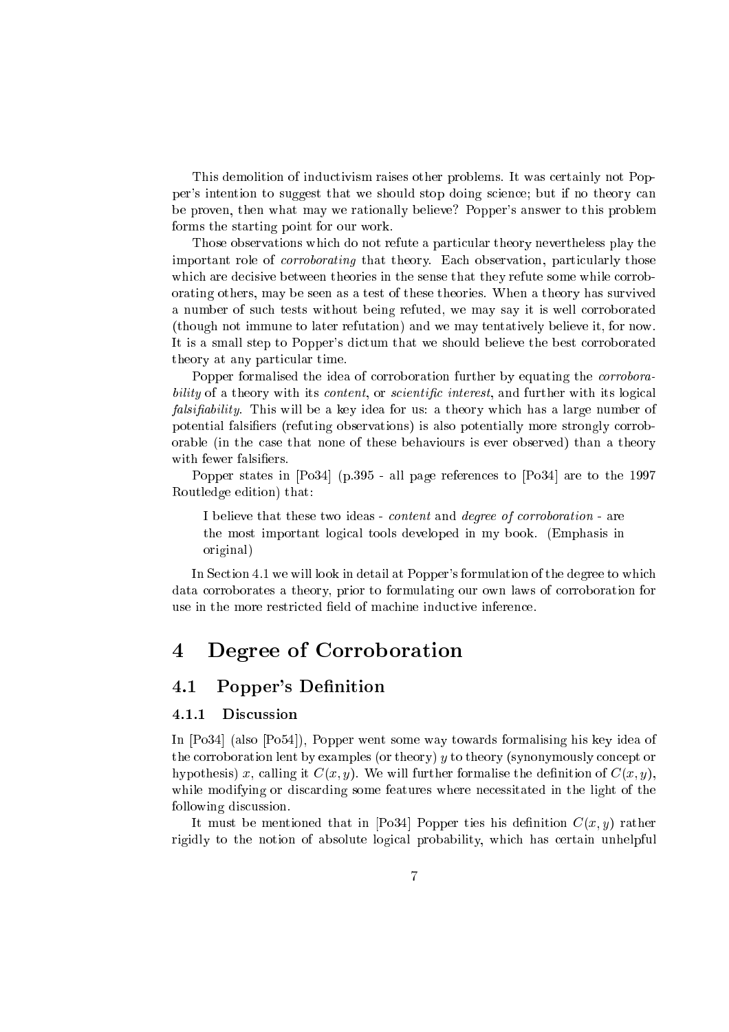This demolition of inductivism raises other problems. It was certainly not Popper's intention to suggest that we should stop doing science; but if no theory can be proven, then what may we rationally believe? Popper's answer to this problem forms the starting point for our work.

Those observations which do not refute a particular theory nevertheless play the important role of *corroborating* that theory. Each observation, particularly those which are decisive between theories in the sense that they refute some while corroborating others, may be seen as a test of these theories. When a theory has survived a number of such tests without being refuted, we may say it is well corroborated (though not immune to later refutation) and we may tentatively believe it, for now. It is a small step to Popper's dictum that we should believe the best corroborated theory at any particular time.

Popper formalised the idea of corroboration further by equating the *corroborability* of a theory with its *content*, or *scientific interest*, and further with its logical *falsifiability*. This will be a key idea for us: a theory which has a large number of potential falsifiers (refuting observations) is also potentially more strongly corroborable (in the case that none of these behaviours is ever observed) than a theory with fewer falsifiers.

Popper states in [Po34] (p.395 - all page references to [Po34] are to the 1997 Routledge edition) that:

> I believe that these two ideas - *content* and *degree of corroboration* - are the most important logical tools developed in my book. (Emphasis in original)

In Section 4.1 we will look in detail at Popper's formulation of the degree to which data corroborates a theory, prior to formulating our own laws of corroboration for use in the more restricted field of machine inductive inference.

# 4 Degree of Corroboration

## 4.1 Popper's Definition

### 4.1.1 Discussion

In [Po34] (also [Po54]), Popper went some way towards formalising his key idea of the corroboration lent by examples (or theory) $y$ to theory (synonymously concept or hypothesis) $x$, calling it $C(x, y)$. We will further formalise the definition of $C(x, y)$, while modifying or discarding some features where necessitated in the light of the following discussion.

It must be mentioned that in [Po34] Popper ties his definition $C(x, y)$ rather rigidly to the notion of absolute logical probability, which has certain unhelpful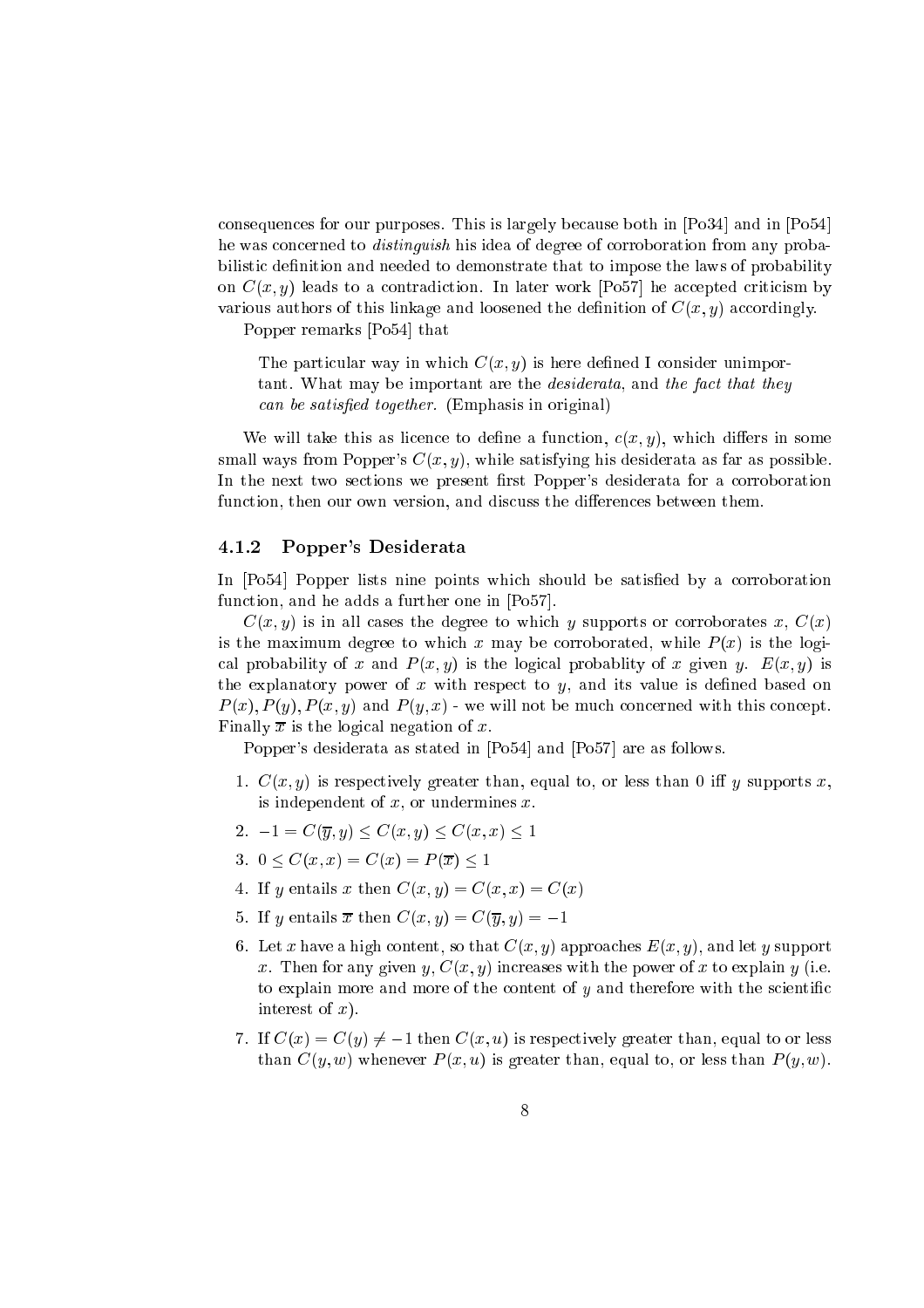consequences for our purposes. This is largely because both in [Po34] and in [Po54] he was concerned to *distinguish* his idea of degree of corroboration from any probabilistic definition and needed to demonstrate that to impose the laws of probability on $C(x, y)$ leads to a contradiction. In later work [Po57] he accepted criticism by various authors of this linkage and loosened the definition of $C(x, y)$ accordingly.

Popper remarks [Po54] that

> The particular way in which $C(x, y)$ is here defined I consider unimportant. What may be important are the *desiderata*, and *the fact that they can be satisfied together*. (Emphasis in original)

We will take this as licence to define a function, $c(x, y)$, which differs in some small ways from Popper's $C(x, y)$, while satisfying his desiderata as far as possible. In the next two sections we present first Popper's desiderata for a corroboration function, then our own version, and discuss the differences between them.

### 4.1.2 Popper's Desiderata

In [Po54] Popper lists nine points which should be satisfied by a corroboration function, and he adds a further one in [Po57].

$C(x, y)$ is in all cases the degree to which $y$ supports or corroborates $x$, $C(x)$ is the maximum degree to which $x$ may be corroborated, while $P(x)$ is the logical probability of $x$ and $P(x, y)$ is the logical probablity of $x$ given $y$. $E(x, y)$ is the explanatory power of $x$ with respect to $y$, and its value is defined based on $P(x), P(y), P(x, y)$ and $P(y, x)$ - we will not be much concerned with this concept. Finally $\overline{x}$ is the logical negation of $x$.

Popper's desiderata as stated in [Po54] and [Po57] are as follows.

1. $C(x, y)$ is respectively greater than, equal to, or less than 0 iff $y$ supports $x$, is independent of $x$, or undermines $x$.
2. $-1 = C(\overline{y}, y) \leq C(x, y) \leq C(x, x) \leq 1$
3. $0 \leq C(x, x) = C(x) = P(\overline{x}) \leq 1$
4. If $y$ entails $x$ then $C(x, y) = C(x, x) = C(x)$
5. If $y$ entails $\overline{x}$ then $C(x, y) = C(\overline{y}, y) = -1$
6. Let $x$ have a high content, so that $C(x, y)$ approaches $E(x, y)$, and let $y$ support $x$. Then for any given $y$, $C(x, y)$ increases with the power of $x$ to explain $y$ (i.e. to explain more and more of the content of $y$ and therefore with the scientific interest of $x$).
7. If $C(x) = C(y) \neq -1$ then $C(x, u)$ is respectively greater than, equal to or less than $C(y, w)$ whenever $P(x, u)$ is greater than, equal to, or less than $P(y, w)$.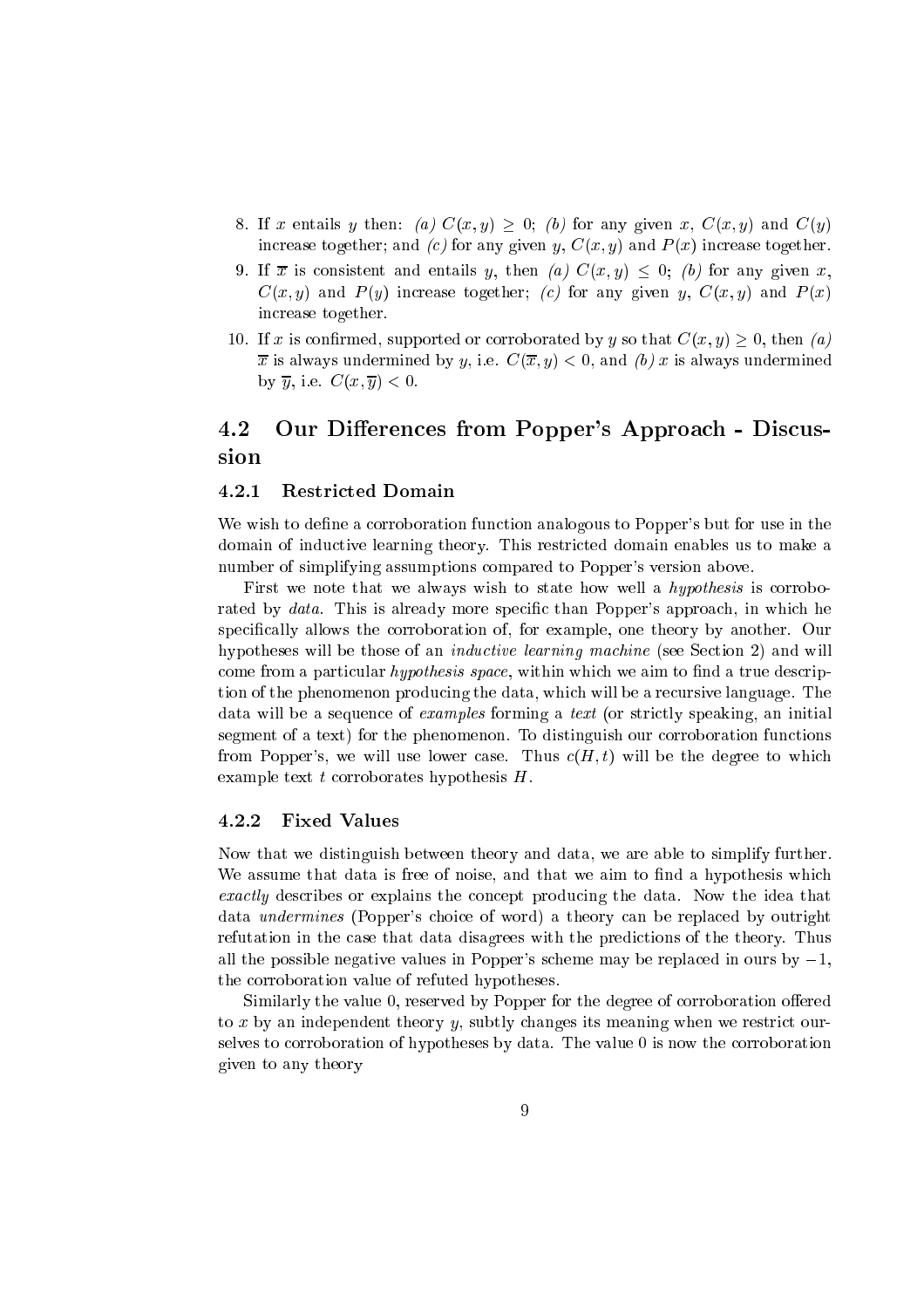8. If $x$ entails $y$ then: *(a)* $C(x,y) \geq 0$; *(b)* for any given $x$, $C(x,y)$ and $C(y)$ increase together; and *(c)* for any given $y$, $C(x,y)$ and $P(x)$ increase together.
9. If $\overline{x}$ is consistent and entails $y$, then *(a)* $C(x,y) \leq 0$; *(b)* for any given $x$, $C(x,y)$ and $P(y)$ increase together; *(c)* for any given $y$, $C(x,y)$ and $P(x)$ increase together.
10. If $x$ is confirmed, supported or corroborated by $y$ so that $C(x,y) \geq 0$, then *(a)* $\overline{x}$ is always undermined by $y$, i.e. $C(\overline{x},y) < 0$, and *(b)* $x$ is always undermined by $\overline{y}$, i.e. $C(x,\overline{y}) < 0$.

## 4.2 Our Differences from Popper's Approach - Discussion

### 4.2.1 Restricted Domain

We wish to define a corroboration function analogous to Popper's but for use in the domain of inductive learning theory. This restricted domain enables us to make a number of simplifying assumptions compared to Popper's version above.

First we note that we always wish to state how well a *hypothesis* is corroborated by *data*. This is already more specific than Popper's approach, in which he specifically allows the corroboration of, for example, one theory by another. Our hypotheses will be those of an *inductive learning machine* (see Section 2) and will come from a particular *hypothesis space*, within which we aim to find a true description of the phenomenon producing the data, which will be a recursive language. The data will be a sequence of *examples* forming a *text* (or strictly speaking, an initial segment of a text) for the phenomenon. To distinguish our corroboration functions from Popper's, we will use lower case. Thus $c(H,t)$ will be the degree to which example text $t$ corroborates hypothesis $H$.

### 4.2.2 Fixed Values

Now that we distinguish between theory and data, we are able to simplify further. We assume that data is free of noise, and that we aim to find a hypothesis which *exactly* describes or explains the concept producing the data. Now the idea that data *undermines* (Popper's choice of word) a theory can be replaced by outright refutation in the case that data disagrees with the predictions of the theory. Thus all the possible negative values in Popper's scheme may be replaced in ours by $-1$, the corroboration value of refuted hypotheses.

Similarly the value 0, reserved by Popper for the degree of corroboration offered to $x$ by an independent theory $y$, subtly changes its meaning when we restrict ourselves to corroboration of hypotheses by data. The value 0 is now the corroboration given to any theory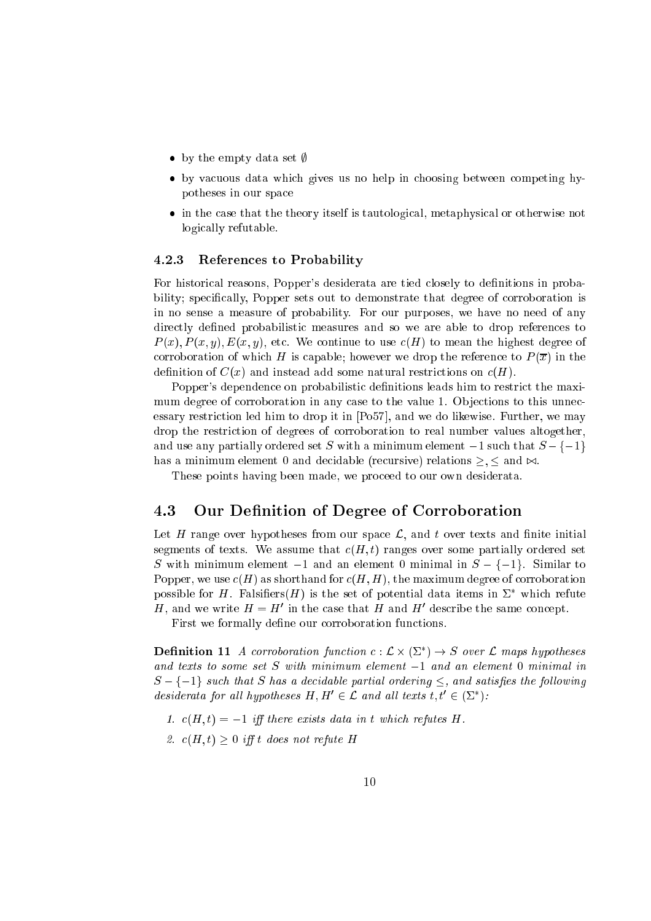- by the empty data set $\emptyset$
- by vacuous data which gives us no help in choosing between competing hypotheses in our space
- in the case that the theory itself is tautological, metaphysical or otherwise not logically refutable.

### 4.2.3 References to Probability

For historical reasons, Popper's desiderata are tied closely to definitions in probability; specifically, Popper sets out to demonstrate that degree of corroboration is in no sense a measure of probability. For our purposes, we have no need of any directly defined probabilistic measures and so we are able to drop references to $P(x), P(x,y), E(x,y)$, etc. We continue to use $c(H)$ to mean the highest degree of corroboration of which $H$ is capable; however we drop the reference to $P(\overline{x})$ in the definition of $C(x)$ and instead add some natural restrictions on $c(H)$.

Popper's dependence on probabilistic definitions leads him to restrict the maximum degree of corroboration in any case to the value 1. Objections to this unnecessary restriction led him to drop it in [Po57], and we do likewise. Further, we may drop the restriction of degrees of corroboration to real number values altogether, and use any partially ordered set $S$ with a minimum element $-1$ such that $S - \{-1\}$ has a minimum element 0 and decidable (recursive) relations $\geq, \leq$ and $\bowtie$.

These points having been made, we proceed to our own desiderata.

## 4.3 Our Definition of Degree of Corroboration

Let $H$ range over hypotheses from our space $\mathcal{L}$, and $t$ over texts and finite initial segments of texts. We assume that $c(H,t)$ ranges over some partially ordered set $S$ with minimum element $-1$ and an element 0 minimal in $S - \{-1\}$. Similar to Popper, we use $c(H)$ as shorthand for $c(H,H)$, the maximum degree of corroboration possible for $H$. Falsifiers($H$) is the set of potential data items in $\Sigma^*$ which refute $H$, and we write $H = H'$ in the case that $H$ and $H'$ describe the same concept.

First we formally define our corroboration functions.

**Definition 11** *A corroboration function $c : \mathcal{L} \times (\Sigma^*) \to S$ over $\mathcal{L}$ maps hypotheses and texts to some set $S$ with minimum element $-1$ and an element 0 minimal in $S - \{-1\}$ such that $S$ has a decidable partial ordering $\leq$, and satisfies the following desiderata for all hypotheses $H, H' \in \mathcal{L}$ and all texts $t, t' \in (\Sigma^*)$:*

1. *$c(H,t) = -1$ iff there exists data in $t$ which refutes $H$.*
2. *$c(H,t) \geq 0$ iff $t$ does not refute $H$*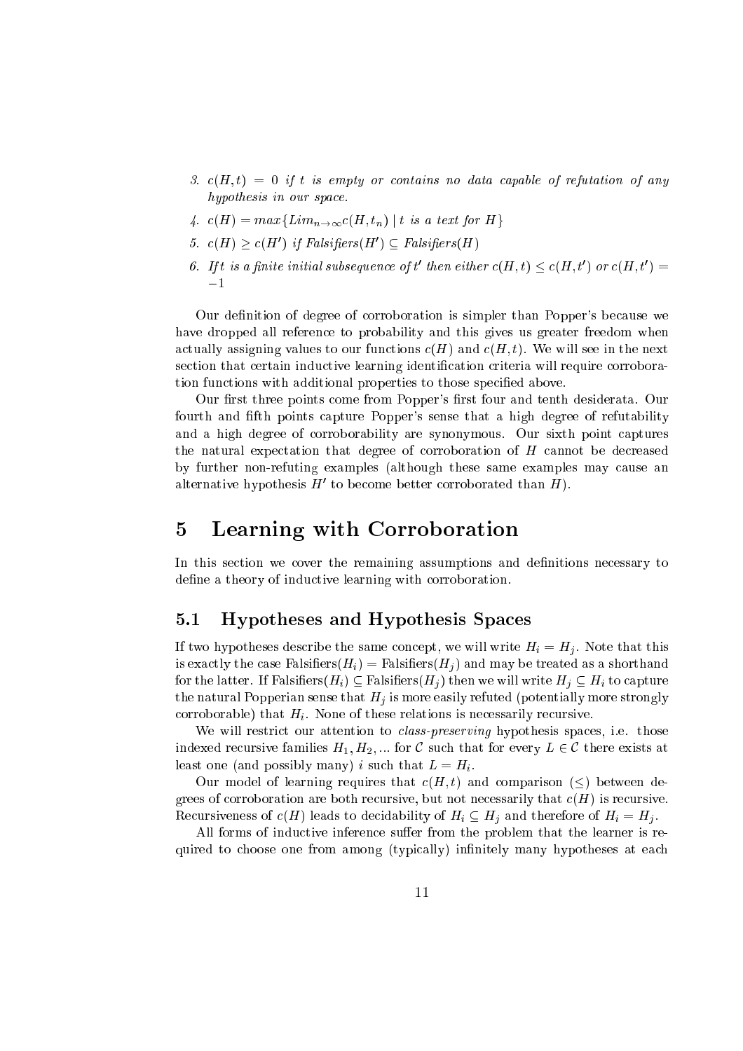3. $c(H,t) = 0$ *if* $t$ *is empty or contains no data capable of refutation of any hypothesis in our space.*
4. $c(H) = max\{Lim_{n \to \infty} c(H, t_n) \mid t$ *is a text for* $H\}$
5. $c(H) \geq c(H')$ *if Falsifiers*$(H') \subseteq$ *Falsifiers*$(H)$
6. *If* $t$ *is a finite initial subsequence of* $t'$ *then either* $c(H,t) \leq c(H,t')$ *or* $c(H,t') = -1$

Our definition of degree of corroboration is simpler than Popper's because we have dropped all reference to probability and this gives us greater freedom when actually assigning values to our functions $c(H)$ and $c(H,t)$. We will see in the next section that certain inductive learning identification criteria will require corroboration functions with additional properties to those specified above.

Our first three points come from Popper's first four and tenth desiderata. Our fourth and fifth points capture Popper's sense that a high degree of refutability and a high degree of corroborability are synonymous. Our sixth point captures the natural expectation that degree of corroboration of $H$ cannot be decreased by further non-refuting examples (although these same examples may cause an alternative hypothesis $H'$ to become better corroborated than $H$).

# 5 Learning with Corroboration

In this section we cover the remaining assumptions and definitions necessary to define a theory of inductive learning with corroboration.

## 5.1 Hypotheses and Hypothesis Spaces

If two hypotheses describe the same concept, we will write $H_i = H_j$. Note that this is exactly the case Falsifiers$(H_i)$ = Falsifiers$(H_j)$ and may be treated as a shorthand for the latter. If Falsifiers$(H_i) \subseteq$ Falsifiers$(H_j)$ then we will write $H_j \subseteq H_i$ to capture the natural Popperian sense that $H_j$ is more easily refuted (potentially more strongly corroborable) that $H_i$. None of these relations is necessarily recursive.

We will restrict our attention to *class-preserving* hypothesis spaces, i.e. those indexed recursive families $H_1, H_2, ...$ for $\mathcal{C}$ such that for every $L \in \mathcal{C}$ there exists at least one (and possibly many) $i$ such that $L = H_i$.

Our model of learning requires that $c(H,t)$ and comparison ($\leq$) between degrees of corroboration are both recursive, but not necessarily that $c(H)$ is recursive. Recursiveness of $c(H)$ leads to decidability of $H_i \subseteq H_j$ and therefore of $H_i = H_j$.

All forms of inductive inference suffer from the problem that the learner is required to choose one from among (typically) infinitely many hypotheses at each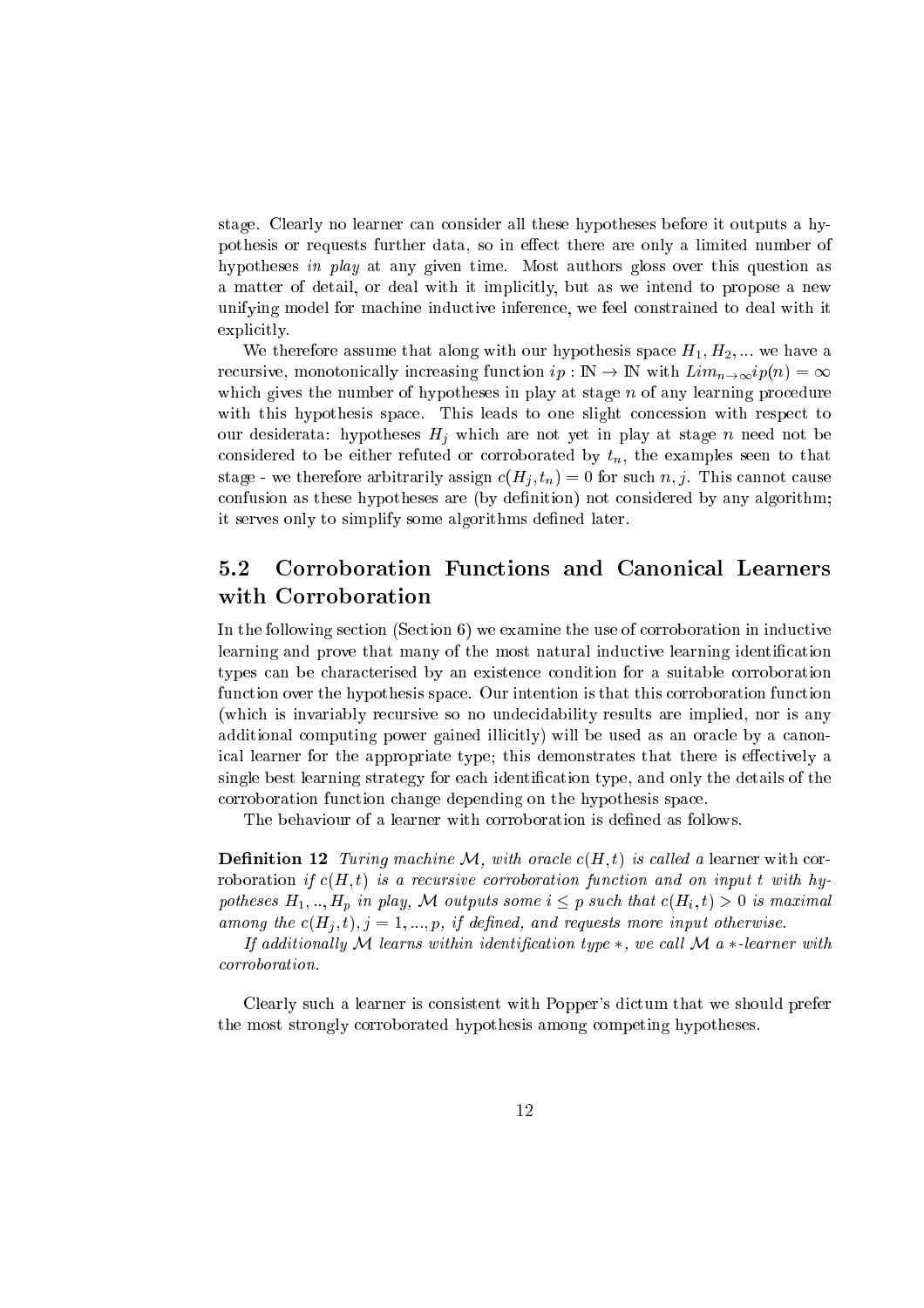stage. Clearly no learner can consider all these hypotheses before it outputs a hypothesis or requests further data, so in effect there are only a limited number of hypotheses *in play* at any given time. Most authors gloss over this question as a matter of detail, or deal with it implicitly, but as we intend to propose a new unifying model for machine inductive inference, we feel constrained to deal with it explicitly.

We therefore assume that along with our hypothesis space $H_1, H_2, ...$ we have a recursive, monotonically increasing function $ip : \mathbb{N} \rightarrow \mathbb{N}$ with $Lim_{n \rightarrow \infty} ip(n) = \infty$ which gives the number of hypotheses in play at stage $n$ of any learning procedure with this hypothesis space. This leads to one slight concession with respect to our desiderata: hypotheses $H_j$ which are not yet in play at stage $n$ need not be considered to be either refuted or corroborated by $t_n$, the examples seen to that stage - we therefore arbitrarily assign $c(H_j, t_n) = 0$ for such $n, j$. This cannot cause confusion as these hypotheses are (by definition) not considered by any algorithm; it serves only to simplify some algorithms defined later.

## 5.2 Corroboration Functions and Canonical Learners with Corroboration

In the following section (Section 6) we examine the use of corroboration in inductive learning and prove that many of the most natural inductive learning identification types can be characterised by an existence condition for a suitable corroboration function over the hypothesis space. Our intention is that this corroboration function (which is invariably recursive so no undecidability results are implied, nor is any additional computing power gained illicitly) will be used as an oracle by a canonical learner for the appropriate type; this demonstrates that there is effectively a single best learning strategy for each identification type, and only the details of the corroboration function change depending on the hypothesis space.

The behaviour of a learner with corroboration is defined as follows.

**Definition 12** *Turing machine $\mathcal{M}$, with oracle $c(H, t)$ is called a* learner with corroboration *if $c(H, t)$ is a recursive corroboration function and on input $t$ with hypotheses $H_1, .., H_p$ in play, $\mathcal{M}$ outputs some $i \leq p$ such that $c(H_i, t) > 0$ is maximal among the $c(H_j, t), j = 1, ..., p$, if defined, and requests more input otherwise.*

*If additionally $\mathcal{M}$ learns within identification type $*$, we call $\mathcal{M}$ a $*$-learner with corroboration.*

Clearly such a learner is consistent with Popper's dictum that we should prefer the most strongly corroborated hypothesis among competing hypotheses.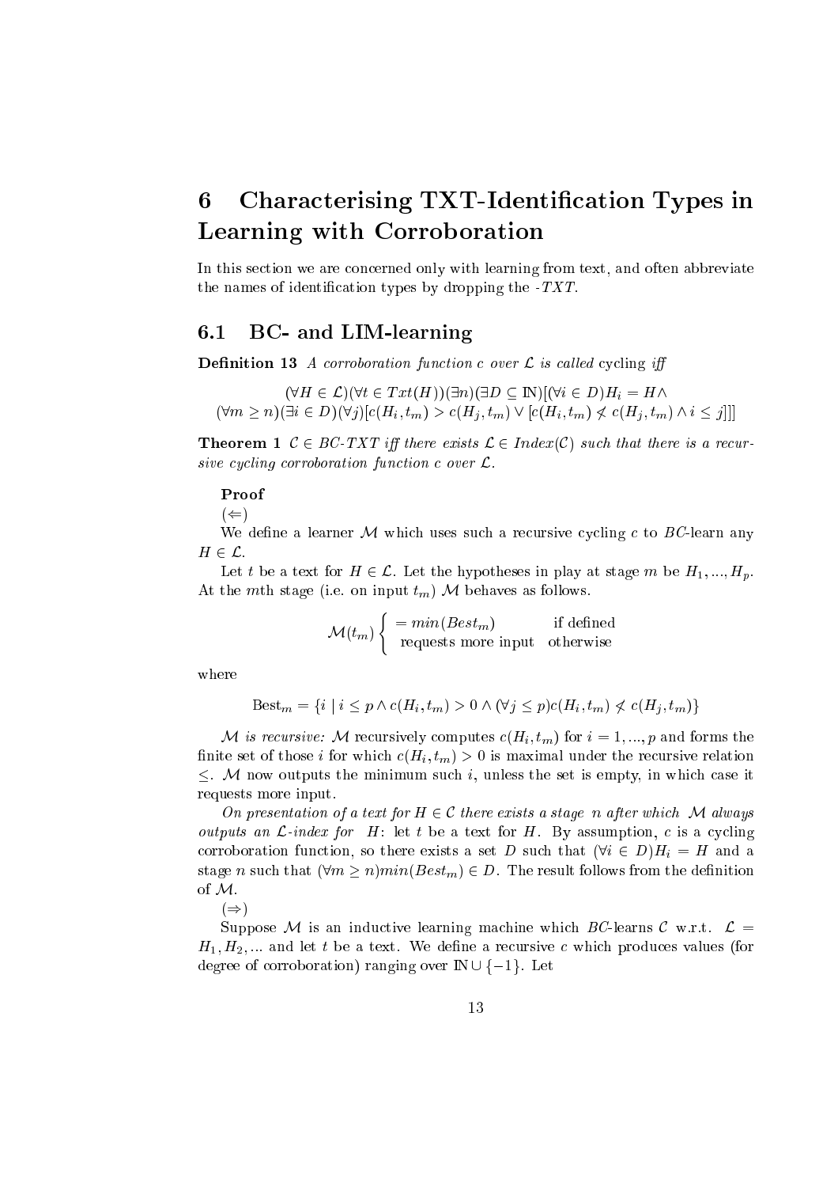# 6 Characterising TXT-Identification Types in Learning with Corroboration

In this section we are concerned only with learning from text, and often abbreviate the names of identification types by dropping the $\text{-}TXT$.

## 6.1 BC- and LIM-learning

**Definition 13** *A corroboration function $c$ over $\mathcal{L}$ is called* cycling *iff*

$$(\forall H \in \mathcal{L})(\forall t \in Txt(H))(\exists n)(\exists D \subseteq \mathbb{N})[(\forall i \in D) H_i = H \wedge$$
$$(\forall m \geq n)(\exists i \in D)(\forall j)[c(H_i, t_m) > c(H_j, t_m) \vee [c(H_i, t_m) \not< c(H_j, t_m) \wedge i \leq j]]]$$

**Theorem 1** *$\mathcal{C} \in BC\text{-}TXT$ iff there exists $\mathcal{L} \in Index(\mathcal{C})$ such that there is a recursive cycling corroboration function $c$ over $\mathcal{L}$.*

**Proof**

$(\Leftarrow)$

We define a learner $\mathcal{M}$ which uses such a recursive cycling $c$ to $BC$-learn any $H \in \mathcal{L}$.

Let $t$ be a text for $H \in \mathcal{L}$. Let the hypotheses in play at stage $m$ be $H_1, ..., H_p$. At the $m$th stage (i.e. on input $t_m$) $\mathcal{M}$ behaves as follows.

$$\mathcal{M}(t_m) \begin{cases} = min(Best_m) & \text{if defined} \\ \text{requests more input} & \text{otherwise} \end{cases}$$

where

$$\text{Best}_m = \{i \mid i \leq p \wedge c(H_i, t_m) > 0 \wedge (\forall j \leq p) c(H_i, t_m) \not< c(H_j, t_m)\}$$

*$\mathcal{M}$ is recursive:* $\mathcal{M}$ recursively computes $c(H_i, t_m)$ for $i = 1, ..., p$ and forms the finite set of those $i$ for which $c(H_i, t_m) > 0$ is maximal under the recursive relation $\leq$. $\mathcal{M}$ now outputs the minimum such $i$, unless the set is empty, in which case it requests more input.

*On presentation of a text for $H \in \mathcal{C}$ there exists a stage $n$ after which $\mathcal{M}$ always outputs an $\mathcal{L}$-index for $H$:* let $t$ be a text for $H$. By assumption, $c$ is a cycling corroboration function, so there exists a set $D$ such that $(\forall i \in D) H_i = H$ and a stage $n$ such that $(\forall m \geq n) min(Best_m) \in D$. The result follows from the definition of $\mathcal{M}$.

$(\Rightarrow)$

Suppose $\mathcal{M}$ is an inductive learning machine which $BC$-learns $\mathcal{C}$ w.r.t. $\mathcal{L} = H_1, H_2, ...$ and let $t$ be a text. We define a recursive $c$ which produces values (for degree of corroboration) ranging over $\mathbb{N} \cup \{-1\}$. Let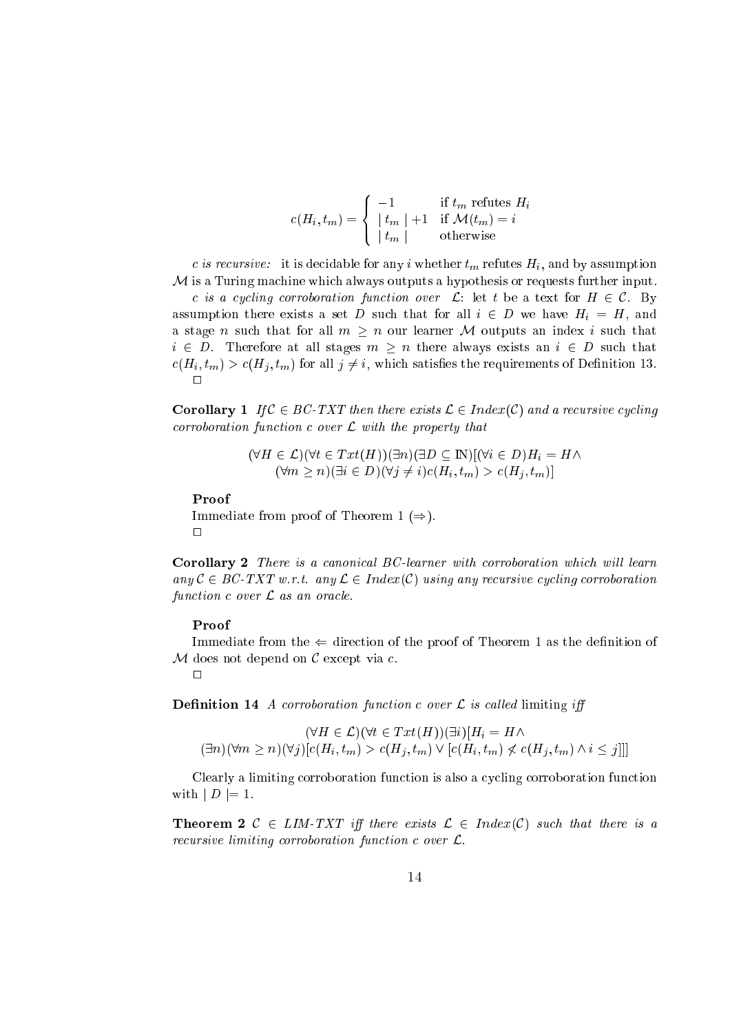$$c(H_i, t_m) = \begin{cases} -1 & \text{if } t_m \text{ refutes } H_i \\ \mid t_m \mid +1 & \text{if } \mathcal{M}(t_m) = i \\ \mid t_m \mid & \text{otherwise} \end{cases}$$

*c is recursive:* it is decidable for any $i$ whether $t_m$ refutes $H_i$, and by assumption $\mathcal{M}$ is a Turing machine which always outputs a hypothesis or requests further input.

*c is a cycling corroboration function over* $\mathcal{L}$: let $t$ be a text for $H \in \mathcal{C}$. By assumption there exists a set $D$ such that for all $i \in D$ we have $H_i = H$, and a stage $n$ such that for all $m \geq n$ our learner $\mathcal{M}$ outputs an index $i$ such that $i \in D$. Therefore at all stages $m \geq n$ there always exists an $i \in D$ such that $c(H_i, t_m) > c(H_j, t_m)$ for all $j \neq i$, which satisfies the requirements of Definition 13.
□

**Corollary 1** *If $\mathcal{C} \in BC\text{-}TXT$ then there exists $\mathcal{L} \in Index(\mathcal{C})$ and a recursive cycling corroboration function $c$ over $\mathcal{L}$ with the property that*

$$(\forall H \in \mathcal{L})(\forall t \in Txt(H))(\exists n)(\exists D \subseteq \mathbb{N})[(\forall i \in D) H_i = H \wedge \\ (\forall m \geq n)(\exists i \in D)(\forall j \neq i) c(H_i, t_m) > c(H_j, t_m)]$$

**Proof**

Immediate from proof of Theorem 1 ($\Rightarrow$).
□

**Corollary 2** *There is a canonical BC-learner with corroboration which will learn any $\mathcal{C} \in BC\text{-}TXT$ w.r.t. any $\mathcal{L} \in Index(\mathcal{C})$ using any recursive cycling corroboration function $c$ over $\mathcal{L}$ as an oracle.*

**Proof**

Immediate from the $\Leftarrow$ direction of the proof of Theorem 1 as the definition of $\mathcal{M}$ does not depend on $\mathcal{C}$ except via $c$.
□

**Definition 14** *A corroboration function $c$ over $\mathcal{L}$ is called* limiting *iff*

$$(\forall H \in \mathcal{L})(\forall t \in Txt(H))(\exists i)[H_i = H \wedge \\ (\exists n)(\forall m \geq n)(\forall j)[c(H_i, t_m) > c(H_j, t_m) \vee [c(H_i, t_m) \not< c(H_j, t_m) \wedge i \leq j]]]$$

Clearly a limiting corroboration function is also a cycling corroboration function with $\mid D \mid = 1$.

**Theorem 2** *$\mathcal{C} \in LIM\text{-}TXT$ iff there exists $\mathcal{L} \in Index(\mathcal{C})$ such that there is a recursive limiting corroboration function $c$ over $\mathcal{L}$.*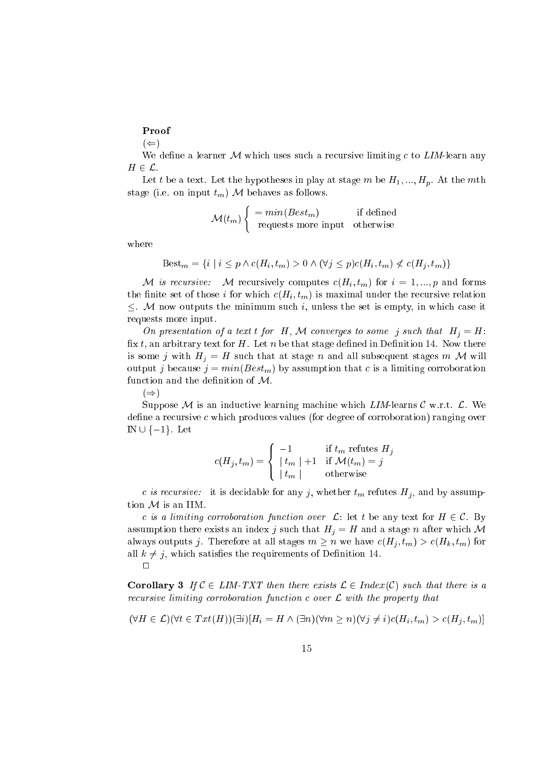**Proof**

($\Leftarrow$)

We define a learner $\mathcal{M}$ which uses such a recursive limiting $c$ to *LIM*-learn any $H \in \mathcal{L}$.

Let $t$ be a text. Let the hypotheses in play at stage $m$ be $H_1, ..., H_p$. At the $m$th stage (i.e. on input $t_m$) $\mathcal{M}$ behaves as follows.

$$\mathcal{M}(t_m) \begin{cases} = min(Best_m) & \text{if defined} \\ \text{requests more input} & \text{otherwise} \end{cases}$$

where

$$\text{Best}_m = \{i \mid i \leq p \wedge c(H_i, t_m) > 0 \wedge (\forall j \leq p) c(H_i, t_m) \not< c(H_j, t_m)\}$$

*$\mathcal{M}$ is recursive:* $\mathcal{M}$ recursively computes $c(H_i, t_m)$ for $i = 1, ..., p$ and forms the finite set of those $i$ for which $c(H_i, t_m)$ is maximal under the recursive relation $\leq$. $\mathcal{M}$ now outputs the minimum such $i$, unless the set is empty, in which case it requests more input.

*On presentation of a text $t$ for $H$, $\mathcal{M}$ converges to some $j$ such that $H_j = H$:* fix $t$, an arbitrary text for $H$. Let $n$ be that stage defined in Definition 14. Now there is some $j$ with $H_j = H$ such that at stage $n$ and all subsequent stages $m$ $\mathcal{M}$ will output $j$ because $j = min(Best_m)$ by assumption that $c$ is a limiting corroboration function and the definition of $\mathcal{M}$.

($\Rightarrow$)

Suppose $\mathcal{M}$ is an inductive learning machine which *LIM*-learns $\mathcal{C}$ w.r.t. $\mathcal{L}$. We define a recursive $c$ which produces values (for degree of corroboration) ranging over $\mathbb{N} \cup \{-1\}$. Let

$$c(H_j, t_m) = \begin{cases} -1 & \text{if } t_m \text{ refutes } H_j \\ \mid t_m \mid +1 & \text{if } \mathcal{M}(t_m) = j \\ \mid t_m \mid & \text{otherwise} \end{cases}$$

*$c$ is recursive:* it is decidable for any $j$, whether $t_m$ refutes $H_j$, and by assumption $\mathcal{M}$ is an IIM.

*$c$ is a limiting corroboration function over $\mathcal{L}$:* let $t$ be any text for $H \in \mathcal{C}$. By assumption there exists an index $j$ such that $H_j = H$ and a stage $n$ after which $\mathcal{M}$ always outputs $j$. Therefore at all stages $m \geq n$ we have $c(H_j, t_m) > c(H_k, t_m)$ for all $k \neq j$, which satisfies the requirements of Definition 14.

$\Box$

**Corollary 3** *If $\mathcal{C} \in$ LIM-TXT then there exists $\mathcal{L} \in Index(\mathcal{C})$ such that there is a recursive limiting corroboration function $c$ over $\mathcal{L}$ with the property that*

$$(\forall H \in \mathcal{L})(\forall t \in Txt(H))(\exists i)[H_i = H \wedge (\exists n)(\forall m \geq n)(\forall j \neq i) c(H_i, t_m) > c(H_j, t_m)]$$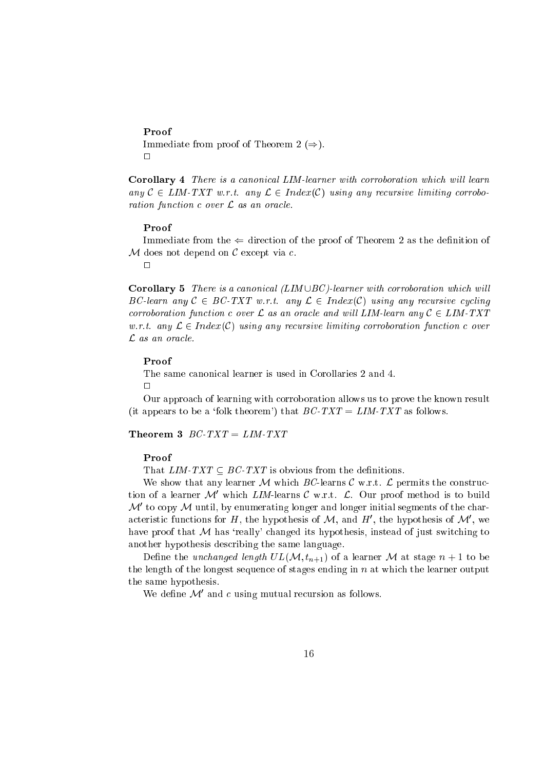**Proof**

Immediate from proof of Theorem 2 ($\Rightarrow$).

$\square$

**Corollary 4** *There is a canonical LIM-learner with corroboration which will learn any $\mathcal{C} \in$ LIM-TXT w.r.t. any $\mathcal{L} \in$ Index($\mathcal{C}$) using any recursive limiting corroboration function $c$ over $\mathcal{L}$ as an oracle.*

**Proof**

Immediate from the $\Leftarrow$ direction of the proof of Theorem 2 as the definition of $\mathcal{M}$ does not depend on $\mathcal{C}$ except via $c$.

$\square$

**Corollary 5** *There is a canonical (LIM$\cup$BC)-learner with corroboration which will BC-learn any $\mathcal{C} \in$ BC-TXT w.r.t. any $\mathcal{L} \in$ Index($\mathcal{C}$) using any recursive cycling corroboration function $c$ over $\mathcal{L}$ as an oracle and will LIM-learn any $\mathcal{C} \in$ LIM-TXT w.r.t. any $\mathcal{L} \in$ Index($\mathcal{C}$) using any recursive limiting corroboration function $c$ over $\mathcal{L}$ as an oracle.*

**Proof**

The same canonical learner is used in Corollaries 2 and 4.

$\square$

Our approach of learning with corroboration allows us to prove the known result (it appears to be a 'folk theorem') that *BC-TXT* = *LIM-TXT* as follows.

**Theorem 3** *BC-TXT = LIM-TXT*

**Proof**

That *LIM-TXT* $\subseteq$ *BC-TXT* is obvious from the definitions.

We show that any learner $\mathcal{M}$ which *BC*-learns $\mathcal{C}$ w.r.t. $\mathcal{L}$ permits the construction of a learner $\mathcal{M}'$ which *LIM*-learns $\mathcal{C}$ w.r.t. $\mathcal{L}$. Our proof method is to build $\mathcal{M}'$ to copy $\mathcal{M}$ until, by enumerating longer and longer initial segments of the characteristic functions for $H$, the hypothesis of $\mathcal{M}$, and $H'$, the hypothesis of $\mathcal{M}'$, we have proof that $\mathcal{M}$ has 'really' changed its hypothesis, instead of just switching to another hypothesis describing the same language.

Define the *unchanged length* $UL(\mathcal{M}, t_{n+1})$ of a learner $\mathcal{M}$ at stage $n+1$ to be the length of the longest sequence of stages ending in $n$ at which the learner output the same hypothesis.

We define $\mathcal{M}'$ and $c$ using mutual recursion as follows.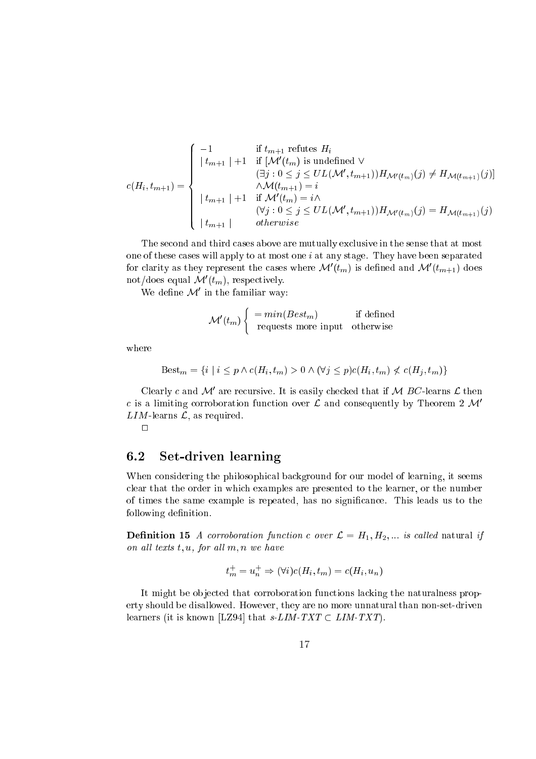$$
c(H_i, t_{m+1}) = \begin{cases} -1 & \text{if } t_{m+1} \text{ refutes } H_i \\ \mid t_{m+1} \mid +1 & \text{if } [\mathcal{M}'(t_m) \text{ is undefined } \vee \\ & (\exists j : 0 \leq j \leq UL(\mathcal{M}', t_{m+1})) H_{\mathcal{M}'(t_m)}(j) \neq H_{\mathcal{M}(t_{m+1})}(j)] \\ & \wedge \mathcal{M}(t_{m+1}) = i \\ \mid t_{m+1} \mid +1 & \text{if } \mathcal{M}'(t_m) = i \wedge \\ & (\forall j : 0 \leq j \leq UL(\mathcal{M}', t_{m+1})) H_{\mathcal{M}'(t_m)}(j) = H_{\mathcal{M}(t_{m+1})}(j) \\ \mid t_{m+1} \mid & \textit{otherwise} \end{cases}
$$

The second and third cases above are mutually exclusive in the sense that at most one of these cases will apply to at most one $i$ at any stage. They have been separated for clarity as they represent the cases where $\mathcal{M}'(t_m)$ is defined and $\mathcal{M}'(t_{m+1})$ does not/does equal $\mathcal{M}'(t_m)$, respectively.

We define $\mathcal{M}'$ in the familiar way:

$$
\mathcal{M}'(t_m) \begin{cases} = min(Best_m) & \text{if defined} \\ \text{requests more input} & \text{otherwise} \end{cases}
$$

where

$$
\text{Best}_m = \{i \mid i \leq p \wedge c(H_i, t_m) > 0 \wedge (\forall j \leq p) c(H_i, t_m) \not< c(H_j, t_m)\}
$$

Clearly $c$ and $\mathcal{M}'$ are recursive. It is easily checked that if $\mathcal{M}$ $BC$-learns $\mathcal{L}$ then $c$ is a limiting corroboration function over $\mathcal{L}$ and consequently by Theorem 2 $\mathcal{M}'$ $LIM$-learns $\mathcal{L}$, as required.

□

## 6.2 Set-driven learning

When considering the philosophical background for our model of learning, it seems clear that the order in which examples are presented to the learner, or the number of times the same example is repeated, has no significance. This leads us to the following definition.

**Definition 15** *A corroboration function $c$ over $\mathcal{L} = H_1, H_2, \ldots$ is called* natural *if on all texts $t, u$, for all $m, n$ we have*

$$
t_m^+ = u_n^+ \Rightarrow (\forall i) c(H_i, t_m) = c(H_i, u_n)
$$

It might be objected that corroboration functions lacking the naturalness property should be disallowed. However, they are no more unnatural than non-set-driven learners (it is known [LZ94] that $s\text{-}LIM\text{-}TXT \subset LIM\text{-}TXT$).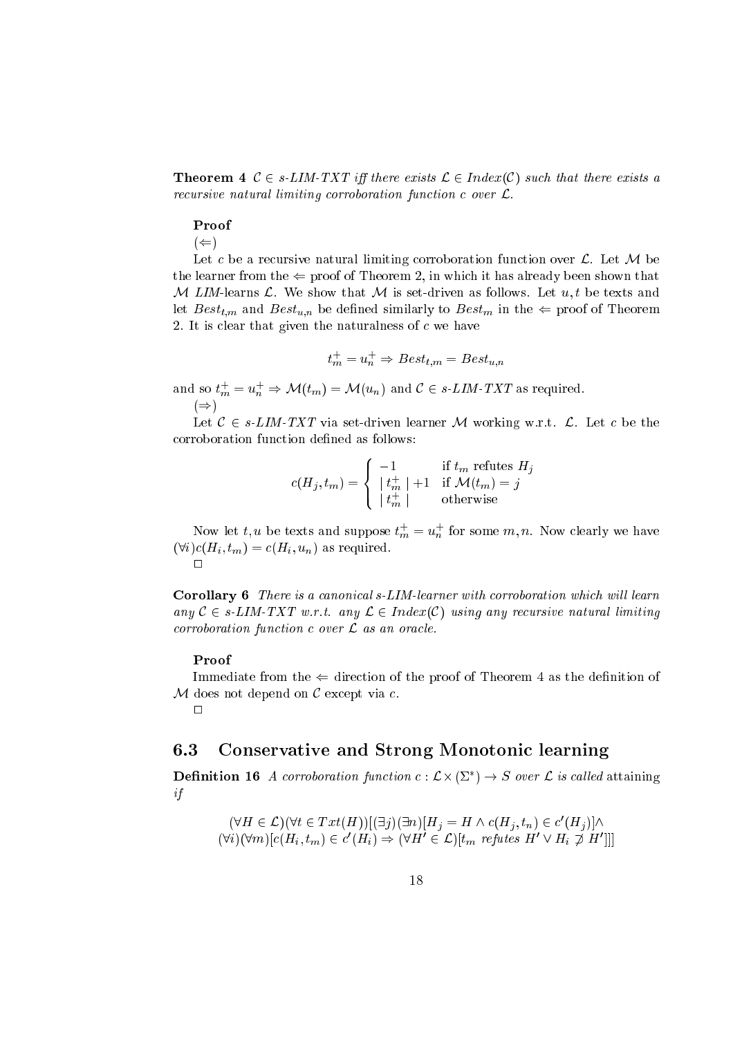**Theorem 4** *$\mathcal{C} \in$ s-LIM-TXT iff there exists $\mathcal{L} \in Index(\mathcal{C})$ such that there exists a recursive natural limiting corroboration function $c$ over $\mathcal{L}$.*

**Proof**

($\Leftarrow$)

Let $c$ be a recursive natural limiting corroboration function over $\mathcal{L}$. Let $\mathcal{M}$ be the learner from the $\Leftarrow$ proof of Theorem 2, in which it has already been shown that $\mathcal{M}$ *LIM*-learns $\mathcal{L}$. We show that $\mathcal{M}$ is set-driven as follows. Let $u, t$ be texts and let $Best_{t,m}$ and $Best_{u,n}$ be defined similarly to $Best_m$ in the $\Leftarrow$ proof of Theorem 2. It is clear that given the naturalness of $c$ we have

$$t_m^+ = u_n^+ \Rightarrow Best_{t,m} = Best_{u,n}$$

and so $t_m^+ = u_n^+ \Rightarrow \mathcal{M}(t_m) = \mathcal{M}(u_n)$ and $\mathcal{C} \in$ *s-LIM-TXT* as required.

($\Rightarrow$)

Let $\mathcal{C} \in$ *s-LIM-TXT* via set-driven learner $\mathcal{M}$ working w.r.t. $\mathcal{L}$. Let $c$ be the corroboration function defined as follows:

$$c(H_j, t_m) = \begin{cases} -1 & \text{if } t_m \text{ refutes } H_j \\ \mid t_m^+ \mid +1 & \text{if } \mathcal{M}(t_m) = j \\ \mid t_m^+ \mid & \text{otherwise} \end{cases}$$

Now let $t, u$ be texts and suppose $t_m^+ = u_n^+$ for some $m, n$. Now clearly we have $(\forall i) c(H_i, t_m) = c(H_i, u_n)$ as required.

□

**Corollary 6** *There is a canonical s-LIM-learner with corroboration which will learn any $\mathcal{C} \in$ s-LIM-TXT w.r.t. any $\mathcal{L} \in Index(\mathcal{C})$ using any recursive natural limiting corroboration function $c$ over $\mathcal{L}$ as an oracle.*

**Proof**

Immediate from the $\Leftarrow$ direction of the proof of Theorem 4 as the definition of $\mathcal{M}$ does not depend on $\mathcal{C}$ except via $c$.

□

## 6.3 Conservative and Strong Monotonic learning

**Definition 16** *A corroboration function $c : \mathcal{L} \times (\Sigma^*) \rightarrow S$ over $\mathcal{L}$ is called* attaining *if*

$$(\forall H \in \mathcal{L})(\forall t \in Txt(H))[(\exists j)(\exists n)[H_j = H \wedge c(H_j, t_n) \in c'(H_j)] \wedge$$
$$(\forall i)(\forall m)[c(H_i, t_m) \in c'(H_i) \Rightarrow (\forall H' \in \mathcal{L})[t_m \text{ refutes } H' \vee H_i \not\supset H']]]$$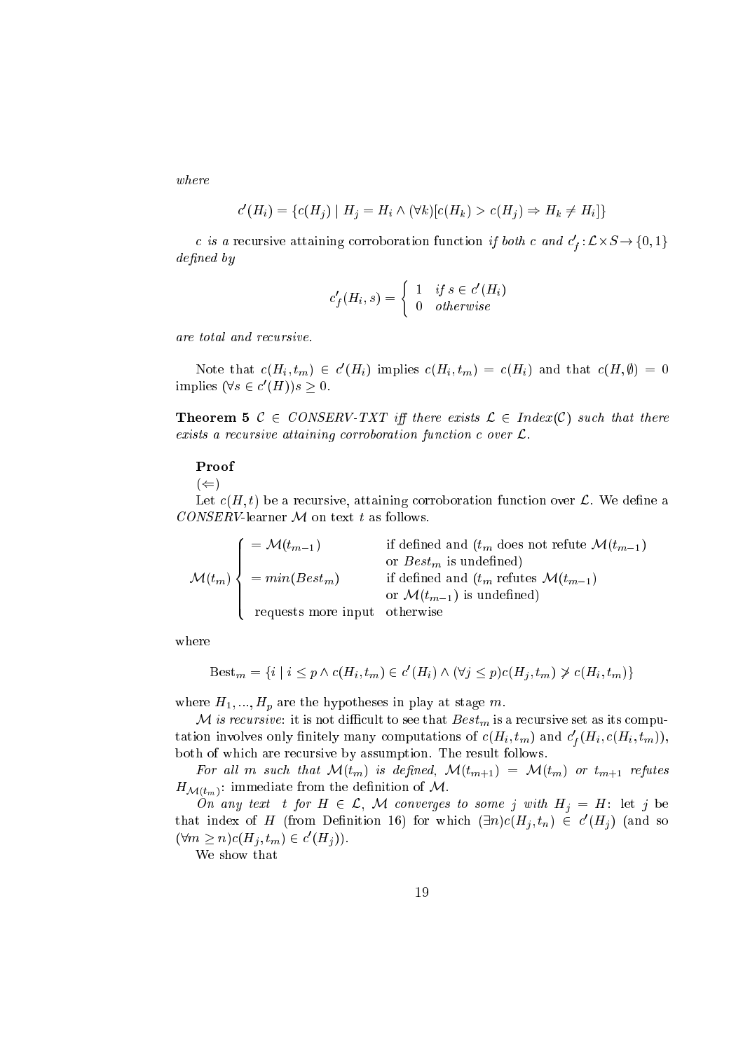*where*

$$c'(H_i) = \{c(H_j) \mid H_j = H_i \wedge (\forall k)[c(H_k) > c(H_j) \Rightarrow H_k \neq H_i]\}$$

*c is a* recursive attaining corroboration function *if both c and* $c'_f : \mathcal{L} \times S \rightarrow \{0,1\}$ *defined by*

$$c'_f(H_i, s) = \begin{cases} 1 & \text{if } s \in c'(H_i) \\ 0 & \text{otherwise} \end{cases}$$

*are total and recursive.*

Note that $c(H_i, t_m) \in c'(H_i)$ implies $c(H_i, t_m) = c(H_i)$ and that $c(H, \emptyset) = 0$ implies $(\forall s \in c'(H))s \geq 0$.

**Theorem 5** *$\mathcal{C} \in$ CONSERV-TXT iff there exists $\mathcal{L} \in$ Index$(\mathcal{C})$ such that there exists a recursive attaining corroboration function c over $\mathcal{L}$.*

**Proof**

$(\Leftarrow)$

Let $c(H, t)$ be a recursive, attaining corroboration function over $\mathcal{L}$. We define a *CONSERV*-learner $\mathcal{M}$ on text $t$ as follows.

$$\mathcal{M}(t_m) \begin{cases} = \mathcal{M}(t_{m-1}) & \text{if defined and } (t_m \text{ does not refute } \mathcal{M}(t_{m-1}) \\ & \text{or } Best_m \text{ is undefined)} \\ = min(Best_m) & \text{if defined and } (t_m \text{ refutes } \mathcal{M}(t_{m-1}) \\ & \text{or } \mathcal{M}(t_{m-1}) \text{ is undefined)} \\ \text{requests more input} & \text{otherwise} \end{cases}$$

where

$$\text{Best}_m = \{i \mid i \leq p \wedge c(H_i, t_m) \in c'(H_i) \wedge (\forall j \leq p) c(H_j, t_m) \not> c(H_i, t_m)\}$$

where $H_1, ..., H_p$ are the hypotheses in play at stage $m$.

*$\mathcal{M}$ is recursive*: it is not difficult to see that $Best_m$ is a recursive set as its computation involves only finitely many computations of $c(H_i, t_m)$ and $c'_f(H_i, c(H_i, t_m))$, both of which are recursive by assumption. The result follows.

*For all m such that $\mathcal{M}(t_m)$ is defined, $\mathcal{M}(t_{m+1}) = \mathcal{M}(t_m)$ or $t_{m+1}$ refutes $H_{\mathcal{M}(t_m)}$*: immediate from the definition of $\mathcal{M}$.

*On any text t for $H \in \mathcal{L}$, $\mathcal{M}$ converges to some j with $H_j = H$*: let $j$ be that index of $H$ (from Definition 16) for which $(\exists n) c(H_j, t_n) \in c'(H_j)$ (and so $(\forall m \geq n) c(H_j, t_m) \in c'(H_j)$).

We show that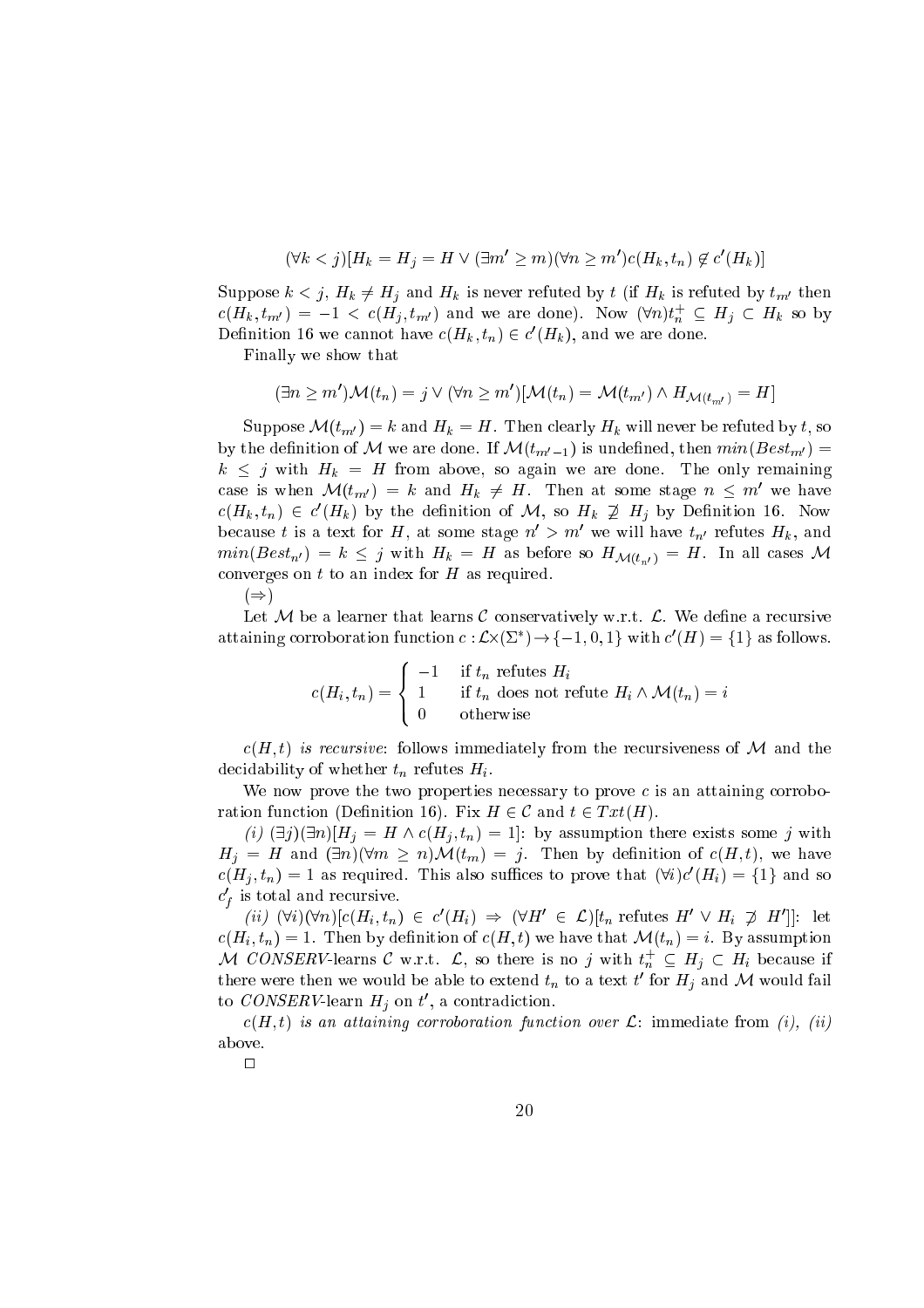$$(\forall k < j)[H_k = H_j = H \vee (\exists m' \geq m)(\forall n \geq m')c(H_k, t_n) \notin c'(H_k)]$$

Suppose $k < j$, $H_k \neq H_j$ and $H_k$ is never refuted by $t$ (if $H_k$ is refuted by $t_{m'}$ then $c(H_k, t_{m'}) = -1 < c(H_j, t_{m'})$ and we are done). Now $(\forall n) t_n^+ \subseteq H_j \subset H_k$ so by Definition 16 we cannot have $c(H_k, t_n) \in c'(H_k)$, and we are done.

Finally we show that

$$(\exists n \geq m')\mathcal{M}(t_n) = j \vee (\forall n \geq m')[\mathcal{M}(t_n) = \mathcal{M}(t_{m'}) \wedge H_{\mathcal{M}(t_{m'})} = H]$$

Suppose $\mathcal{M}(t_{m'}) = k$ and $H_k = H$. Then clearly $H_k$ will never be refuted by $t$, so by the definition of $\mathcal{M}$ we are done. If $\mathcal{M}(t_{m'-1})$ is undefined, then $min(Best_{m'}) = k \leq j$ with $H_k = H$ from above, so again we are done. The only remaining case is when $\mathcal{M}(t_{m'}) = k$ and $H_k \neq H$. Then at some stage $n \leq m'$ we have $c(H_k, t_n) \in c'(H_k)$ by the definition of $\mathcal{M}$, so $H_k \not\supset H_j$ by Definition 16. Now because $t$ is a text for $H$, at some stage $n' > m'$ we will have $t_{n'}$ refutes $H_k$, and $min(Best_{n'}) = k \leq j$ with $H_k = H$ as before so $H_{\mathcal{M}(t_{n'})} = H$. In all cases $\mathcal{M}$ converges on $t$ to an index for $H$ as required.

$(\Rightarrow)$

Let $\mathcal{M}$ be a learner that learns $\mathcal{C}$ conservatively w.r.t. $\mathcal{L}$. We define a recursive attaining corroboration function $c : \mathcal{L} \times (\Sigma^*) \to \{-1, 0, 1\}$ with $c'(H) = \{1\}$ as follows.

$$c(H_i, t_n) = \begin{cases} -1 & \text{if } t_n \text{ refutes } H_i \\ 1 & \text{if } t_n \text{ does not refute } H_i \wedge \mathcal{M}(t_n) = i \\ 0 & \text{otherwise} \end{cases}$$

*$c(H, t)$ is recursive*: follows immediately from the recursiveness of $\mathcal{M}$ and the decidability of whether $t_n$ refutes $H_i$.

We now prove the two properties necessary to prove $c$ is an attaining corroboration function (Definition 16). Fix $H \in \mathcal{C}$ and $t \in Txt(H)$.

*(i)* $(\exists j)(\exists n)[H_j = H \wedge c(H_j, t_n) = 1]$: by assumption there exists some $j$ with $H_j = H$ and $(\exists n)(\forall m \geq n)\mathcal{M}(t_m) = j$. Then by definition of $c(H, t)$, we have $c(H_j, t_n) = 1$ as required. This also suffices to prove that $(\forall i)c'(H_i) = \{1\}$ and so $c'_f$ is total and recursive.

*(ii)* $(\forall i)(\forall n)[c(H_i, t_n) \in c'(H_i) \Rightarrow (\forall H' \in \mathcal{L})[t_n \text{ refutes } H' \vee H_i \not\supset H']]$: let $c(H_i, t_n) = 1$. Then by definition of $c(H, t)$ we have that $\mathcal{M}(t_n) = i$. By assumption $\mathcal{M}$ *CONSERV*-learns $\mathcal{C}$ w.r.t. $\mathcal{L}$, so there is no $j$ with $t_n^+ \subseteq H_j \subset H_i$ because if there were then we would be able to extend $t_n$ to a text $t'$ for $H_j$ and $\mathcal{M}$ would fail to *CONSERV*-learn $H_j$ on $t'$, a contradiction.

*$c(H, t)$ is an attaining corroboration function over $\mathcal{L}$*: immediate from *(i)*, *(ii)* above.

□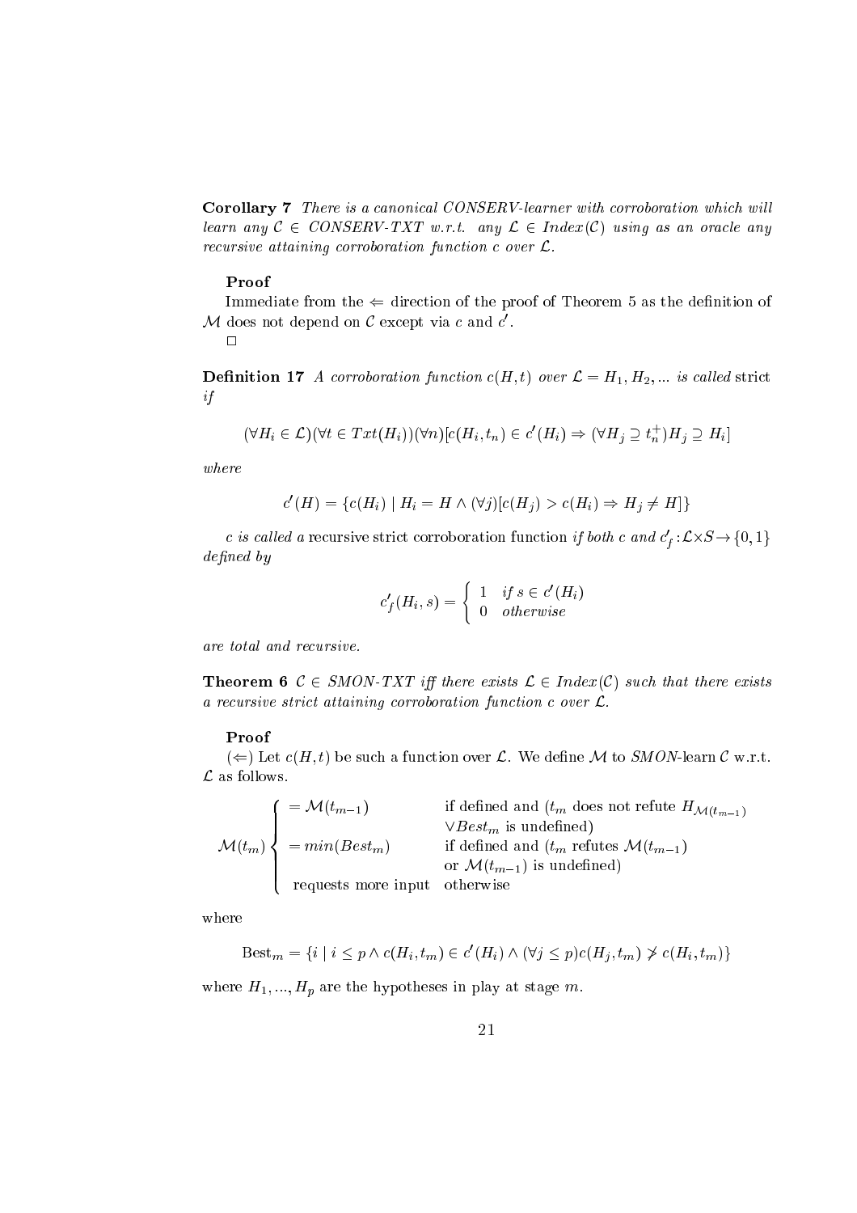**Corollary 7** *There is a canonical CONSERV-learner with corroboration which will learn any $\mathcal{C} \in$ CONSERV-TXT w.r.t. any $\mathcal{L} \in Index(\mathcal{C})$ using as an oracle any recursive attaining corroboration function $c$ over $\mathcal{L}$.*

**Proof**

Immediate from the $\Leftarrow$ direction of the proof of Theorem 5 as the definition of $\mathcal{M}$ does not depend on $\mathcal{C}$ except via $c$ and $c'$.

$\Box$

**Definition 17** *A corroboration function $c(H,t)$ over $\mathcal{L} = H_1, H_2, ...$ is called* strict *if*

$$(\forall H_i \in \mathcal{L})(\forall t \in Txt(H_i))(\forall n)[c(H_i, t_n) \in c'(H_i) \Rightarrow (\forall H_j \supseteq t_n^+) H_j \supseteq H_i]$$

*where*

$$c'(H) = \{c(H_i) \mid H_i = H \wedge (\forall j)[c(H_j) > c(H_i) \Rightarrow H_j \neq H]\}$$

*$c$ is called a* recursive strict corroboration function *if both $c$ and $c'_f : \mathcal{L} \times S \rightarrow \{0,1\}$ defined by*

$$c'_f(H_i, s) = \begin{cases} 1 & \textit{if } s \in c'(H_i) \\ 0 & \textit{otherwise} \end{cases}$$

*are total and recursive.*

**Theorem 6** *$\mathcal{C} \in$ SMON-TXT iff there exists $\mathcal{L} \in Index(\mathcal{C})$ such that there exists a recursive strict attaining corroboration function $c$ over $\mathcal{L}$.*

**Proof**

($\Leftarrow$) Let $c(H,t)$ be such a function over $\mathcal{L}$. We define $\mathcal{M}$ to *SMON*-learn $\mathcal{C}$ w.r.t. $\mathcal{L}$ as follows.

$$\mathcal{M}(t_m) \begin{cases} = \mathcal{M}(t_{m-1}) & \text{if defined and } (t_m \text{ does not refute } H_{\mathcal{M}(t_{m-1})} \\ & \vee Best_m \text{ is undefined}) \\ = min(Best_m) & \text{if defined and } (t_m \text{ refutes } \mathcal{M}(t_{m-1}) \\ & \text{or } \mathcal{M}(t_{m-1}) \text{ is undefined}) \\ \text{requests more input} & \text{otherwise} \end{cases}$$

where

$$\text{Best}_m = \{i \mid i \leq p \wedge c(H_i, t_m) \in c'(H_i) \wedge (\forall j \leq p) c(H_j, t_m) \not> c(H_i, t_m)\}$$

where $H_1, ..., H_p$ are the hypotheses in play at stage $m$.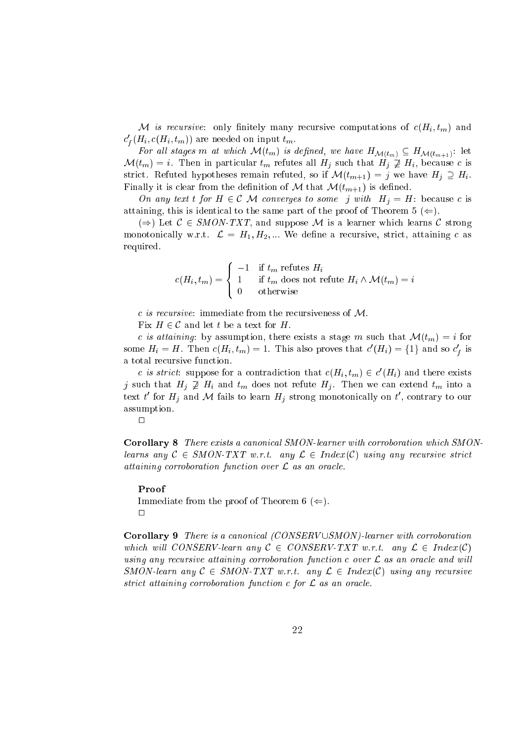*$\mathcal{M}$ is recursive*: only finitely many recursive computations of $c(H_i, t_m)$ and $c'_f(H_i, c(H_i, t_m))$ are needed on input $t_m$.

*For all stages $m$ at which $\mathcal{M}(t_m)$ is defined, we have $H_{\mathcal{M}(t_m)} \subseteq H_{\mathcal{M}(t_{m+1})}$*: let $\mathcal{M}(t_m) = i$. Then in particular $t_m$ refutes all $H_j$ such that $H_j \not\supseteq H_i$, because $c$ is strict. Refuted hypotheses remain refuted, so if $\mathcal{M}(t_{m+1}) = j$ we have $H_j \supseteq H_i$. Finally it is clear from the definition of $\mathcal{M}$ that $\mathcal{M}(t_{m+1})$ is defined.

*On any text $t$ for $H \in \mathcal{C}$ $\mathcal{M}$ converges to some $j$ with $H_j = H$*: because $c$ is attaining, this is identical to the same part of the proof of Theorem 5 ($\Leftarrow$).

($\Rightarrow$) Let $\mathcal{C} \in$ *SMON-TXT*, and suppose $\mathcal{M}$ is a learner which learns $\mathcal{C}$ strong monotonically w.r.t. $\mathcal{L} = H_1, H_2, \ldots$ We define a recursive, strict, attaining $c$ as required.

$$c(H_i, t_m) = \begin{cases} -1 & \text{if } t_m \text{ refutes } H_i \\ 1 & \text{if } t_m \text{ does not refute } H_i \wedge \mathcal{M}(t_m) = i \\ 0 & \text{otherwise} \end{cases}$$

*$c$ is recursive*: immediate from the recursiveness of $\mathcal{M}$.

Fix $H \in \mathcal{C}$ and let $t$ be a text for $H$.

*$c$ is attaining*: by assumption, there exists a stage $m$ such that $\mathcal{M}(t_m) = i$ for some $H_i = H$. Then $c(H_i, t_m) = 1$. This also proves that $c'(H_i) = \{1\}$ and so $c'_f$ is a total recursive function.

*$c$ is strict*: suppose for a contradiction that $c(H_i, t_m) \in c'(H_i)$ and there exists $j$ such that $H_j \not\supseteq H_i$ and $t_m$ does not refute $H_j$. Then we can extend $t_m$ into a text $t'$ for $H_j$ and $\mathcal{M}$ fails to learn $H_j$ strong monotonically on $t'$, contrary to our assumption.

□

**Corollary 8** *There exists a canonical SMON-learner with corroboration which SMON-learns any $\mathcal{C} \in$ SMON-TXT w.r.t. any $\mathcal{L} \in$ Index($\mathcal{C}$) using any recursive strict attaining corroboration function over $\mathcal{L}$ as an oracle.*

**Proof**

Immediate from the proof of Theorem 6 ($\Leftarrow$).

□

**Corollary 9** *There is a canonical (CONSERV∪SMON)-learner with corroboration which will CONSERV-learn any $\mathcal{C} \in$ CONSERV-TXT w.r.t. any $\mathcal{L} \in$ Index($\mathcal{C}$) using any recursive attaining corroboration function $c$ over $\mathcal{L}$ as an oracle and will SMON-learn any $\mathcal{C} \in$ SMON-TXT w.r.t. any $\mathcal{L} \in$ Index($\mathcal{C}$) using any recursive strict attaining corroboration function $c$ for $\mathcal{L}$ as an oracle.*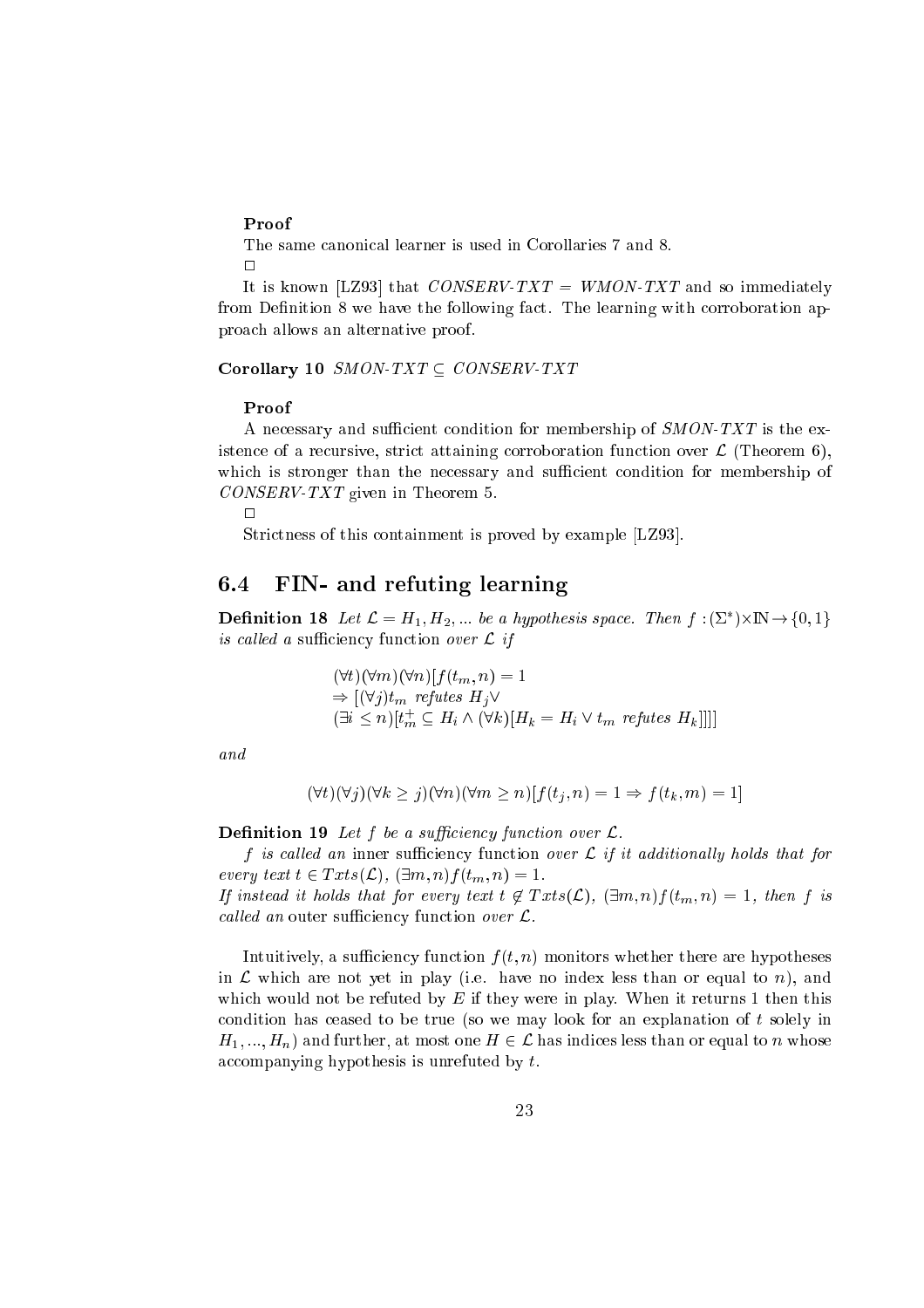**Proof**

The same canonical learner is used in Corollaries 7 and 8.

□

It is known [LZ93] that $CONSERV\text{-}TXT = WMON\text{-}TXT$ and so immediately from Definition 8 we have the following fact. The learning with corroboration approach allows an alternative proof.

**Corollary 10** *$SMON\text{-}TXT \subseteq CONSERV\text{-}TXT$*

**Proof**

A necessary and sufficient condition for membership of $SMON\text{-}TXT$ is the existence of a recursive, strict attaining corroboration function over $\mathcal{L}$ (Theorem 6), which is stronger than the necessary and sufficient condition for membership of $CONSERV\text{-}TXT$ given in Theorem 5.

□

Strictness of this containment is proved by example [LZ93].

## 6.4 FIN- and refuting learning

**Definition 18** *Let $\mathcal{L} = H_1, H_2, \ldots$ be a hypothesis space. Then $f : (\Sigma^*) \times \mathbb{N} \to \{0, 1\}$ is called a* sufficiency function *over $\mathcal{L}$ if*

$$
\begin{aligned}
&(\forall t)(\forall m)(\forall n)[f(t_m, n) = 1 \\
&\Rightarrow [(\forall j) t_m \text{ refutes } H_j \vee \\
&(\exists i \leq n)[t_m^+ \subseteq H_i \wedge (\forall k)[H_k = H_i \vee t_m \text{ refutes } H_k]]]]
\end{aligned}
$$

*and*

$$(\forall t)(\forall j)(\forall k \geq j)(\forall n)(\forall m \geq n)[f(t_j, n) = 1 \Rightarrow f(t_k, m) = 1]$$

**Definition 19** *Let $f$ be a sufficiency function over $\mathcal{L}$.*

*$f$ is called an* inner sufficiency function *over $\mathcal{L}$ if it additionally holds that for every text $t \in Txts(\mathcal{L})$, $(\exists m, n) f(t_m, n) = 1$.*
*If instead it holds that for every text $t \notin Txts(\mathcal{L})$, $(\exists m, n) f(t_m, n) = 1$, then $f$ is called an* outer sufficiency function *over $\mathcal{L}$.*

Intuitively, a sufficiency function $f(t, n)$ monitors whether there are hypotheses in $\mathcal{L}$ which are not yet in play (i.e. have no index less than or equal to $n$), and which would not be refuted by $E$ if they were in play. When it returns 1 then this condition has ceased to be true (so we may look for an explanation of $t$ solely in $H_1, \ldots, H_n$) and further, at most one $H \in \mathcal{L}$ has indices less than or equal to $n$ whose accompanying hypothesis is unrefuted by $t$.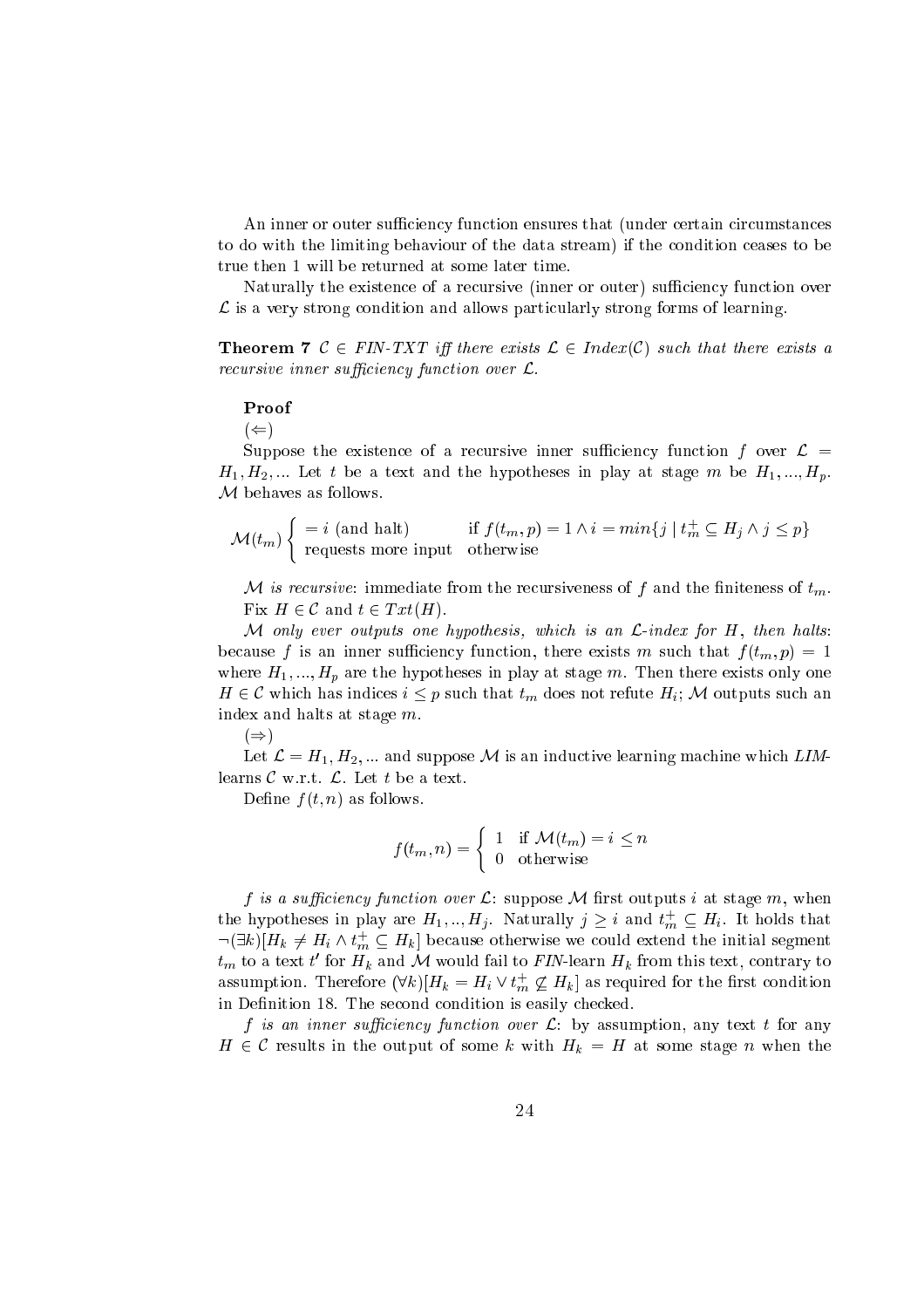An inner or outer sufficiency function ensures that (under certain circumstances to do with the limiting behaviour of the data stream) if the condition ceases to be true then 1 will be returned at some later time.

Naturally the existence of a recursive (inner or outer) sufficiency function over $\mathcal{L}$ is a very strong condition and allows particularly strong forms of learning.

**Theorem 7** *$\mathcal{C} \in$ FIN-TXT iff there exists $\mathcal{L} \in Index(\mathcal{C})$ such that there exists a recursive inner sufficiency function over $\mathcal{L}$.*

**Proof**

($\Leftarrow$)

Suppose the existence of a recursive inner sufficiency function $f$ over $\mathcal{L} = H_1, H_2, ...$ Let $t$ be a text and the hypotheses in play at stage $m$ be $H_1, ..., H_p$. $\mathcal{M}$ behaves as follows.

$$\mathcal{M}(t_m) \begin{cases} = i \text{ (and halt)} & \text{if } f(t_m, p) = 1 \wedge i = min\{j \mid t_m^+ \subseteq H_j \wedge j \leq p\} \\ \text{requests more input} & \text{otherwise} \end{cases}$$

*$\mathcal{M}$ is recursive*: immediate from the recursiveness of $f$ and the finiteness of $t_m$.

Fix $H \in \mathcal{C}$ and $t \in Txt(H)$.

*$\mathcal{M}$ only ever outputs one hypothesis, which is an $\mathcal{L}$-index for $H$, then halts*: because $f$ is an inner sufficiency function, there exists $m$ such that $f(t_m, p) = 1$ where $H_1, ..., H_p$ are the hypotheses in play at stage $m$. Then there exists only one $H \in \mathcal{C}$ which has indices $i \leq p$ such that $t_m$ does not refute $H_i$; $\mathcal{M}$ outputs such an index and halts at stage $m$.

($\Rightarrow$)

Let $\mathcal{L} = H_1, H_2, ...$ and suppose $\mathcal{M}$ is an inductive learning machine which *LIM*-learns $\mathcal{C}$ w.r.t. $\mathcal{L}$. Let $t$ be a text.

Define $f(t, n)$ as follows.

$$f(t_m, n) = \begin{cases} 1 & \text{if } \mathcal{M}(t_m) = i \leq n \\ 0 & \text{otherwise} \end{cases}$$

*$f$ is a sufficiency function over $\mathcal{L}$*: suppose $\mathcal{M}$ first outputs $i$ at stage $m$, when the hypotheses in play are $H_1, .., H_j$. Naturally $j \geq i$ and $t_m^+ \subseteq H_i$. It holds that $\neg(\exists k)[H_k \neq H_i \wedge t_m^+ \subseteq H_k]$ because otherwise we could extend the initial segment $t_m$ to a text $t'$ for $H_k$ and $\mathcal{M}$ would fail to *FIN*-learn $H_k$ from this text, contrary to assumption. Therefore $(\forall k)[H_k = H_i \vee t_m^+ \not\subseteq H_k]$ as required for the first condition in Definition 18. The second condition is easily checked.

*$f$ is an inner sufficiency function over $\mathcal{L}$*: by assumption, any text $t$ for any $H \in \mathcal{C}$ results in the output of some $k$ with $H_k = H$ at some stage $n$ when the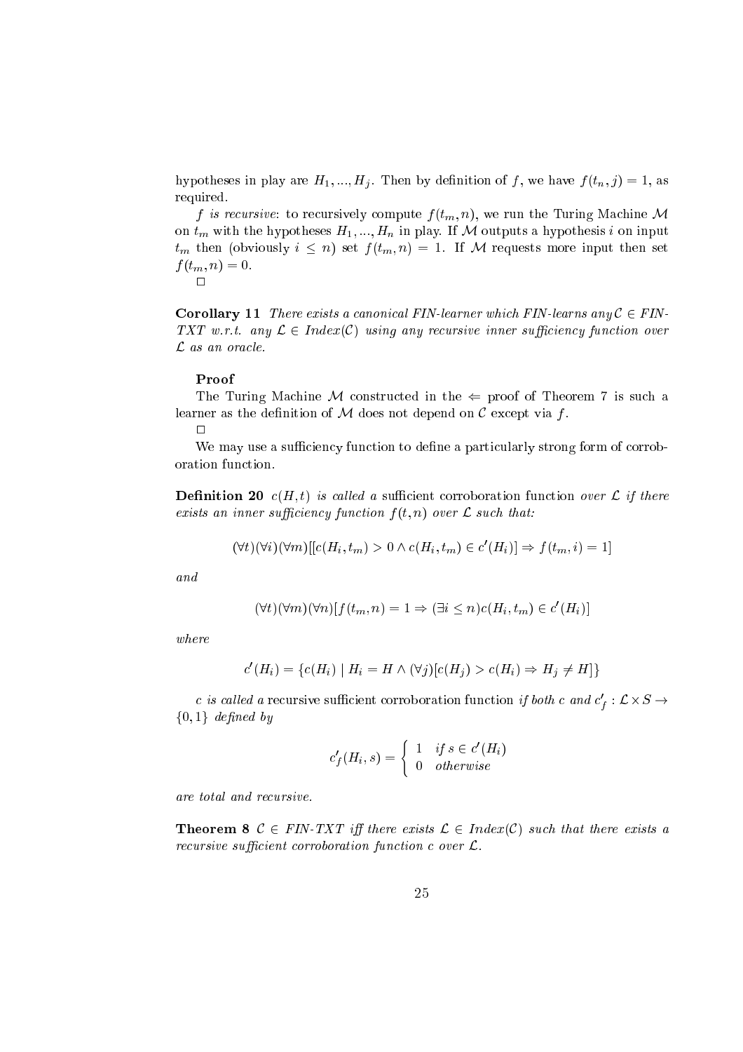hypotheses in play are $H_1, ..., H_j$. Then by definition of $f$, we have $f(t_n, j) = 1$, as required.

*f is recursive*: to recursively compute $f(t_m, n)$, we run the Turing Machine $\mathcal{M}$ on $t_m$ with the hypotheses $H_1, ..., H_n$ in play. If $\mathcal{M}$ outputs a hypothesis $i$ on input $t_m$ then (obviously $i \leq n$) set $f(t_m, n) = 1$. If $\mathcal{M}$ requests more input then set $f(t_m, n) = 0$.

□

**Corollary 11** *There exists a canonical FIN-learner which FIN-learns any $\mathcal{C} \in$ FIN-TXT w.r.t. any $\mathcal{L} \in Index(\mathcal{C})$ using any recursive inner sufficiency function over $\mathcal{L}$ as an oracle.*

**Proof**

The Turing Machine $\mathcal{M}$ constructed in the $\Leftarrow$ proof of Theorem 7 is such a learner as the definition of $\mathcal{M}$ does not depend on $\mathcal{C}$ except via $f$.

□

We may use a sufficiency function to define a particularly strong form of corroboration function.

**Definition 20** *$c(H, t)$ is called a* sufficient corroboration function *over $\mathcal{L}$ if there exists an inner sufficiency function $f(t, n)$ over $\mathcal{L}$ such that:*

$$(\forall t)(\forall i)(\forall m)[[c(H_i, t_m) > 0 \wedge c(H_i, t_m) \in c'(H_i)] \Rightarrow f(t_m, i) = 1]$$

*and*

$$(\forall t)(\forall m)(\forall n)[f(t_m, n) = 1 \Rightarrow (\exists i \leq n) c(H_i, t_m) \in c'(H_i)]$$

*where*

$$c'(H_i) = \{c(H_i) \mid H_i = H \wedge (\forall j)[c(H_j) > c(H_i) \Rightarrow H_j \neq H]\}$$

*c is called a* recursive sufficient corroboration function *if both c and $c'_f : \mathcal{L} \times S \rightarrow \{0, 1\}$ defined by*

$$c'_f(H_i, s) = \begin{cases} 1 & \text{if } s \in c'(H_i) \\ 0 & \text{otherwise} \end{cases}$$

*are total and recursive.*

**Theorem 8** *$\mathcal{C} \in$ FIN-TXT iff there exists $\mathcal{L} \in Index(\mathcal{C})$ such that there exists a recursive sufficient corroboration function c over $\mathcal{L}$.*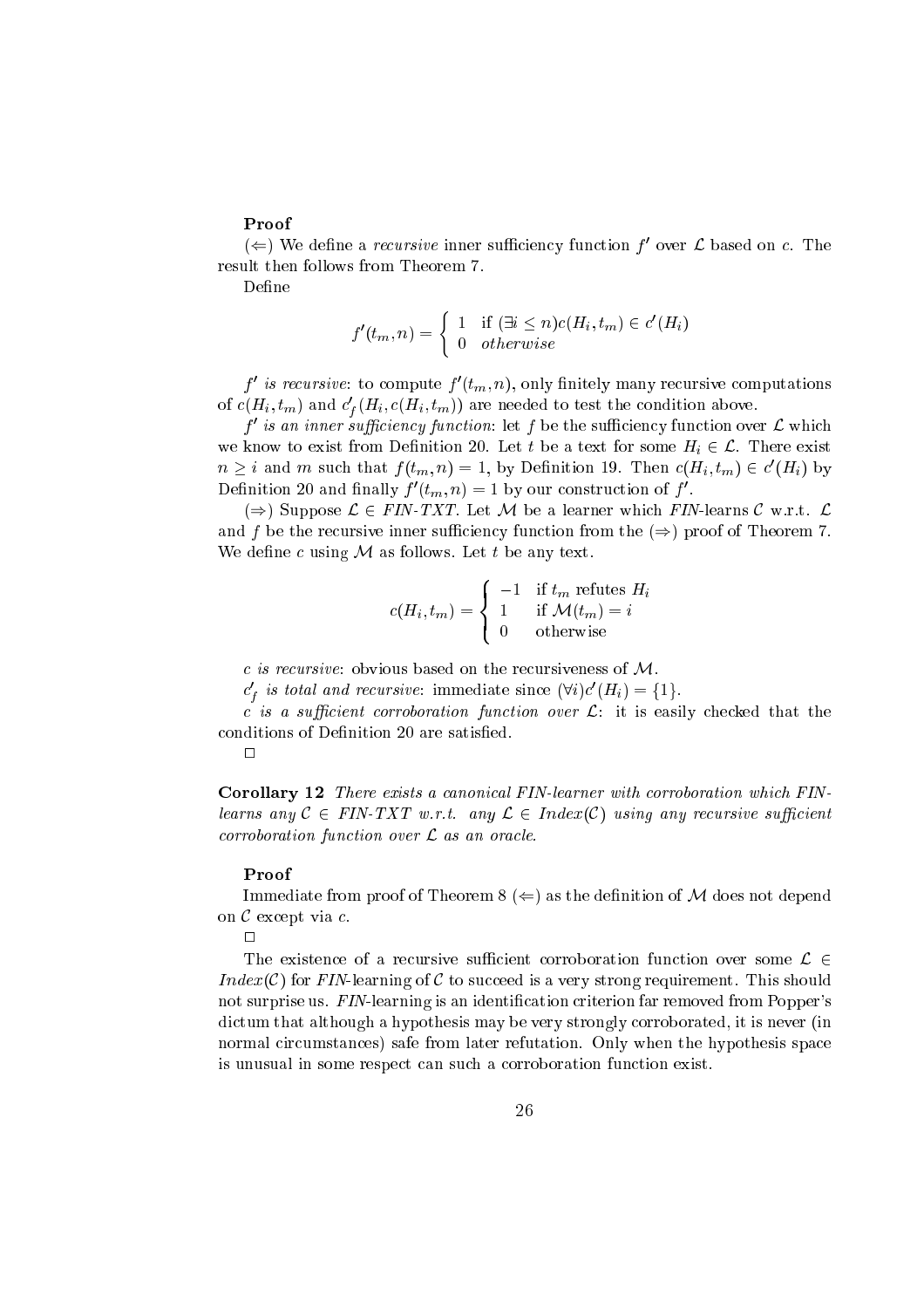**Proof**

($\Leftarrow$) We define a *recursive* inner sufficiency function $f'$ over $\mathcal{L}$ based on $c$. The result then follows from Theorem 7.

Define

$$f'(t_m, n) = \begin{cases} 1 & \text{if } (\exists i \leq n) c(H_i, t_m) \in c'(H_i) \\ 0 & \textit{otherwise} \end{cases}$$

*$f'$ is recursive*: to compute $f'(t_m, n)$, only finitely many recursive computations of $c(H_i, t_m)$ and $c'_f(H_i, c(H_i, t_m))$ are needed to test the condition above.

*$f'$ is an inner sufficiency function*: let $f$ be the sufficiency function over $\mathcal{L}$ which we know to exist from Definition 20. Let $t$ be a text for some $H_i \in \mathcal{L}$. There exist $n \geq i$ and $m$ such that $f(t_m, n) = 1$, by Definition 19. Then $c(H_i, t_m) \in c'(H_i)$ by Definition 20 and finally $f'(t_m, n) = 1$ by our construction of $f'$.

($\Rightarrow$) Suppose $\mathcal{L} \in$ *FIN-TXT*. Let $\mathcal{M}$ be a learner which *FIN*-learns $\mathcal{C}$ w.r.t. $\mathcal{L}$ and $f$ be the recursive inner sufficiency function from the ($\Rightarrow$) proof of Theorem 7. We define $c$ using $\mathcal{M}$ as follows. Let $t$ be any text.

$$c(H_i, t_m) = \begin{cases} -1 & \text{if } t_m \text{ refutes } H_i \\ 1 & \text{if } \mathcal{M}(t_m) = i \\ 0 & \text{otherwise} \end{cases}$$

*$c$ is recursive*: obvious based on the recursiveness of $\mathcal{M}$.

*$c'_f$ is total and recursive*: immediate since $(\forall i) c'(H_i) = \{1\}$.

*$c$ is a sufficient corroboration function over $\mathcal{L}$*: it is easily checked that the conditions of Definition 20 are satisfied.

□

**Corollary 12** *There exists a canonical FIN-learner with corroboration which FIN-learns any $\mathcal{C} \in$ FIN-TXT w.r.t. any $\mathcal{L} \in Index(\mathcal{C})$ using any recursive sufficient corroboration function over $\mathcal{L}$ as an oracle.*

**Proof**

Immediate from proof of Theorem 8 ($\Leftarrow$) as the definition of $\mathcal{M}$ does not depend on $\mathcal{C}$ except via $c$.

□

The existence of a recursive sufficient corroboration function over some $\mathcal{L} \in Index(\mathcal{C})$ for *FIN*-learning of $\mathcal{C}$ to succeed is a very strong requirement. This should not surprise us. *FIN*-learning is an identification criterion far removed from Popper's dictum that although a hypothesis may be very strongly corroborated, it is never (in normal circumstances) safe from later refutation. Only when the hypothesis space is unusual in some respect can such a corroboration function exist.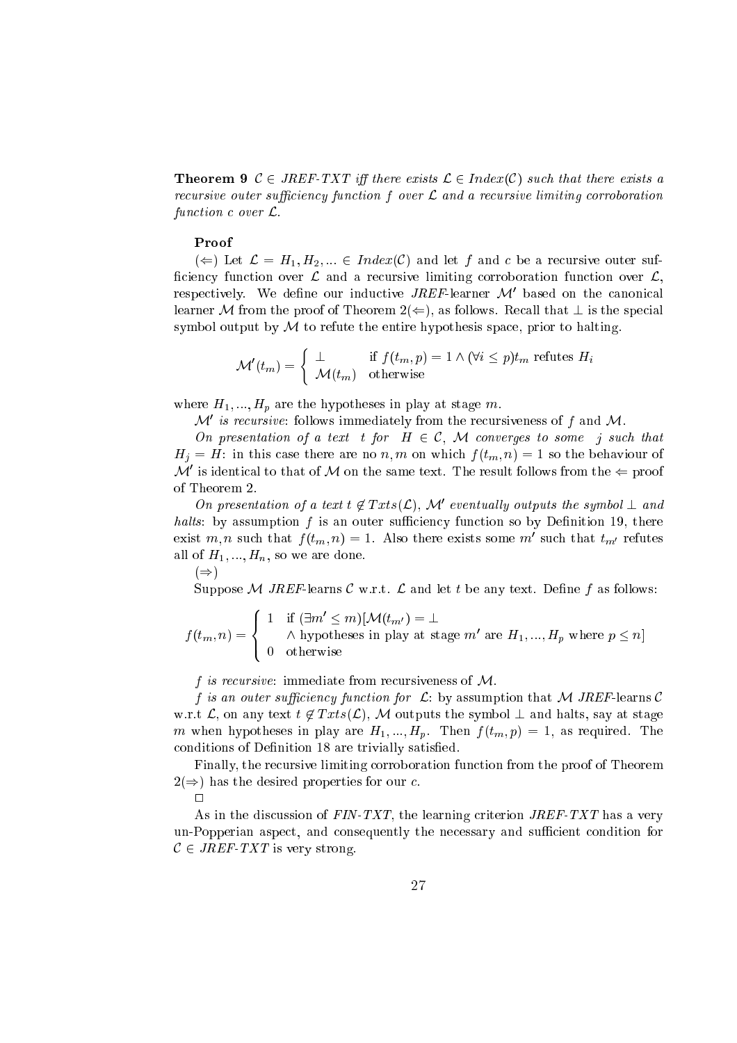**Theorem 9** *$\mathcal{C} \in$ JREF-TXT iff there exists $\mathcal{L} \in Index(\mathcal{C})$ such that there exists a recursive outer sufficiency function $f$ over $\mathcal{L}$ and a recursive limiting corroboration function $c$ over $\mathcal{L}$.*

**Proof**

($\Leftarrow$) Let $\mathcal{L} = H_1, H_2, ... \in Index(\mathcal{C})$ and let $f$ and $c$ be a recursive outer sufficiency function over $\mathcal{L}$ and a recursive limiting corroboration function over $\mathcal{L}$, respectively. We define our inductive *JREF*-learner $\mathcal{M}'$ based on the canonical learner $\mathcal{M}$ from the proof of Theorem 2($\Leftarrow$), as follows. Recall that $\perp$ is the special symbol output by $\mathcal{M}$ to refute the entire hypothesis space, prior to halting.

$$\mathcal{M}'(t_m) = \begin{cases} \perp & \text{if } f(t_m, p) = 1 \wedge (\forall i \leq p) t_m \text{ refutes } H_i \\ \mathcal{M}(t_m) & \text{otherwise} \end{cases}$$

where $H_1, ..., H_p$ are the hypotheses in play at stage $m$.

*$\mathcal{M}'$ is recursive*: follows immediately from the recursiveness of $f$ and $\mathcal{M}$.

*On presentation of a text $t$ for $H \in \mathcal{C}$, $\mathcal{M}$ converges to some $j$ such that $H_j = H$*: in this case there are no $n, m$ on which $f(t_m, n) = 1$ so the behaviour of $\mathcal{M}'$ is identical to that of $\mathcal{M}$ on the same text. The result follows from the $\Leftarrow$ proof of Theorem 2.

*On presentation of a text $t \notin Txts(\mathcal{L})$, $\mathcal{M}'$ eventually outputs the symbol $\perp$ and halts*: by assumption $f$ is an outer sufficiency function so by Definition 19, there exist $m, n$ such that $f(t_m, n) = 1$. Also there exists some $m'$ such that $t_{m'}$ refutes all of $H_1, ..., H_n$, so we are done.

($\Rightarrow$)

Suppose $\mathcal{M}$ *JREF*-learns $\mathcal{C}$ w.r.t. $\mathcal{L}$ and let $t$ be any text. Define $f$ as follows:

$$f(t_m, n) = \begin{cases} 1 & \text{if } (\exists m' \leq m)[\mathcal{M}(t_{m'}) = \perp \\ & \quad \wedge \text{ hypotheses in play at stage } m' \text{ are } H_1, ..., H_p \text{ where } p \leq n] \\ 0 & \text{otherwise} \end{cases}$$

*$f$ is recursive*: immediate from recursiveness of $\mathcal{M}$.

*$f$ is an outer sufficiency function for $\mathcal{L}$*: by assumption that $\mathcal{M}$ *JREF*-learns $\mathcal{C}$ w.r.t $\mathcal{L}$, on any text $t \notin Txts(\mathcal{L})$, $\mathcal{M}$ outputs the symbol $\perp$ and halts, say at stage $m$ when hypotheses in play are $H_1, ..., H_p$. Then $f(t_m, p) = 1$, as required. The conditions of Definition 18 are trivially satisfied.

Finally, the recursive limiting corroboration function from the proof of Theorem 2($\Rightarrow$) has the desired properties for our $c$.

$\square$

As in the discussion of *FIN-TXT*, the learning criterion *JREF-TXT* has a very un-Popperian aspect, and consequently the necessary and sufficient condition for $\mathcal{C} \in$ *JREF-TXT* is very strong.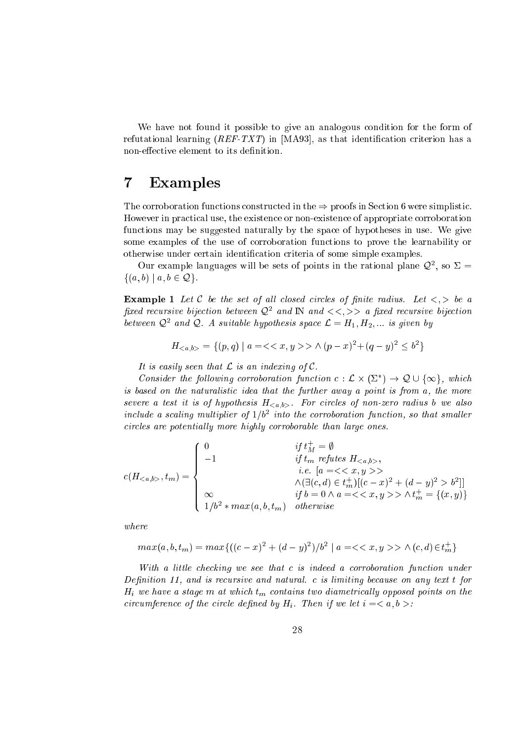We have not found it possible to give an analogous condition for the form of refutational learning ($REF\text{-}TXT$) in [MA93], as that identification criterion has a non-effective element to its definition.

# 7 Examples

The corroboration functions constructed in the $\Rightarrow$ proofs in Section 6 were simplistic. However in practical use, the existence or non-existence of appropriate corroboration functions may be suggested naturally by the space of hypotheses in use. We give some examples of the use of corroboration functions to prove the learnability or otherwise under certain identification criteria of some simple examples.

Our example languages will be sets of points in the rational plane $\mathcal{Q}^2$, so $\Sigma = \{(a,b) \mid a,b \in \mathcal{Q}\}$.

**Example 1** *Let $\mathcal{C}$ be the set of all closed circles of finite radius. Let $<,>$ be a fixed recursive bijection between $\mathcal{Q}^2$ and $\mathbb{N}$ and $<<,>>$ a fixed recursive bijection between $\mathcal{Q}^2$ and $\mathcal{Q}$. A suitable hypothesis space $\mathcal{L} = H_1, H_2, \ldots$ is given by*

$$H_{<a,b>} = \{(p,q) \mid a = << x,y >> \wedge (p-x)^2 + (q-y)^2 \leq b^2\}$$

*It is easily seen that $\mathcal{L}$ is an indexing of $\mathcal{C}$.*

*Consider the following corroboration function $c : \mathcal{L} \times (\Sigma^*) \to \mathcal{Q} \cup \{\infty\}$, which is based on the naturalistic idea that the further away a point is from $a$, the more severe a test it is of hypothesis $H_{<a,b>}$. For circles of non-zero radius $b$ we also include a scaling multiplier of $1/b^2$ into the corroboration function, so that smaller circles are potentially more highly corroborable than large ones.*

$$c(H_{<a,b>}, t_m) = \begin{cases} 0 & \text{if } t_M^+ = \emptyset \\ -1 & \text{if } t_m \text{ refutes } H_{<a,b>}, \\ & \text{ i.e. } [a = << x,y >> \\ & \wedge (\exists (c,d) \in t_m^+)[(c-x)^2 + (d-y)^2 > b^2]] \\ \infty & \text{if } b = 0 \wedge a = << x,y >> \wedge t_m^+ = \{(x,y)\} \\ 1/b^2 * max(a,b,t_m) & \text{otherwise} \end{cases}$$

*where*

$$max(a,b,t_m) = max\{((c-x)^2 + (d-y)^2)/b^2 \mid a = << x,y >> \wedge (c,d) \in t_m^+\}$$

*With a little checking we see that $c$ is indeed a corroboration function under Definition 11, and is recursive and natural. $c$ is limiting because on any text $t$ for $H_i$ we have a stage $m$ at which $t_m$ contains two diametrically opposed points on the circumference of the circle defined by $H_i$. Then if we let $i = < a,b >$:*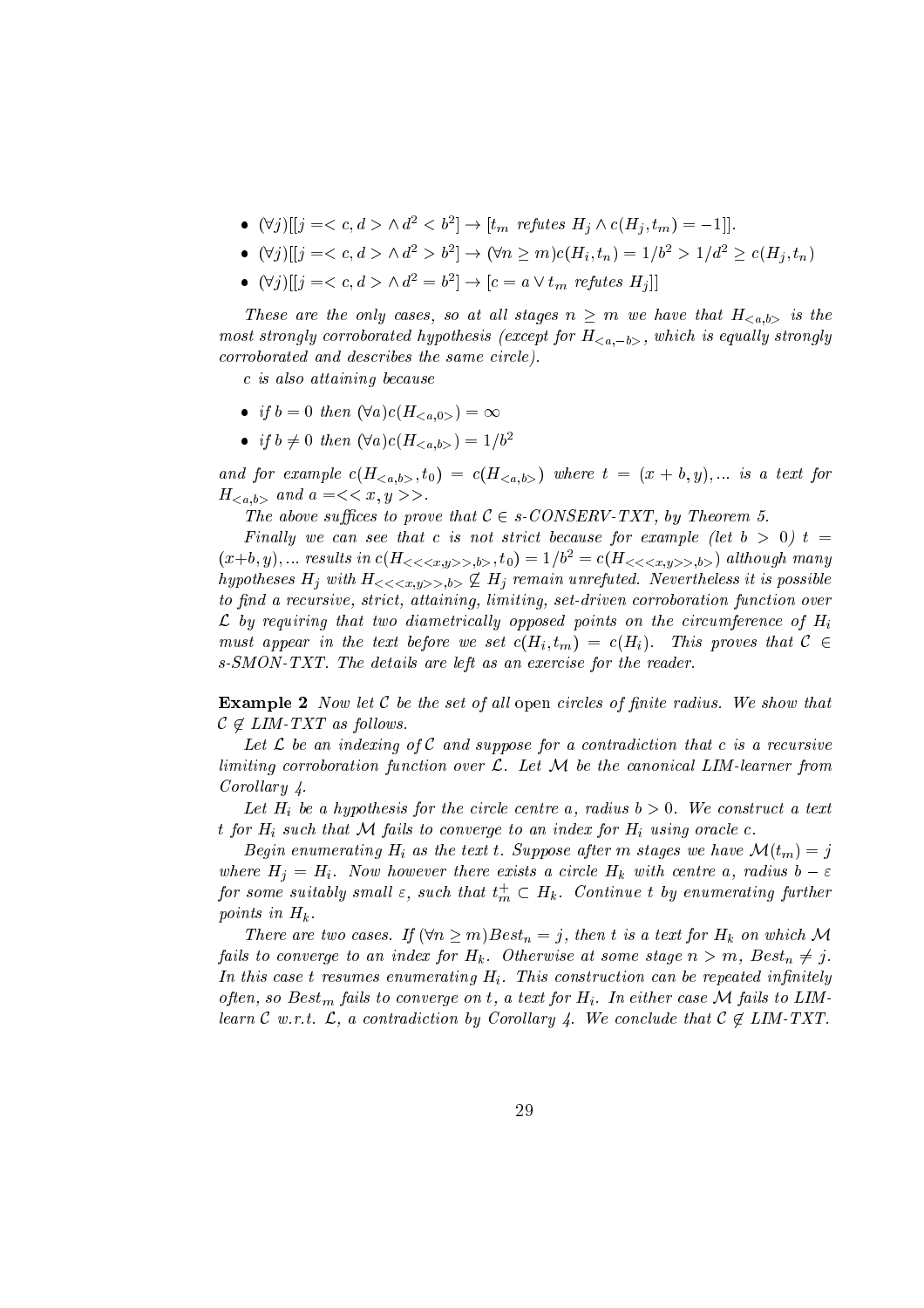- $(\forall j)[[j = < c, d > \wedge d^2 < b^2] \rightarrow [t_m \textit{ refutes } H_j \wedge c(H_j, t_m) = -1]]$.
- $(\forall j)[[j = < c, d > \wedge d^2 > b^2] \rightarrow (\forall n \geq m) c(H_i, t_n) = 1/b^2 > 1/d^2 \geq c(H_j, t_n)$
- $(\forall j)[[j = < c, d > \wedge d^2 = b^2] \rightarrow [c = a \vee t_m \textit{ refutes } H_j]]$

*These are the only cases, so at all stages $n \geq m$ we have that $H_{<a,b>}$ is the most strongly corroborated hypothesis (except for $H_{<a,-b>}$, which is equally strongly corroborated and describes the same circle).*

*$c$ is also attaining because*

- *if $b = 0$ then $(\forall a) c(H_{<a,0>}) = \infty$*
- *if $b \neq 0$ then $(\forall a) c(H_{<a,b>}) = 1/b^2$*

*and for example $c(H_{<a,b>}, t_0) = c(H_{<a,b>})$ where $t = (x + b, y), \ldots$ is a text for $H_{<a,b>}$ and $a = << x, y >>$.*

*The above suffices to prove that $\mathcal{C} \in$ s-CONSERV-TXT, by Theorem 5.*

*Finally we can see that $c$ is not strict because for example (let $b > 0$) $t = (x+b, y), \ldots$ results in $c(H_{<<<x,y>>,b>}, t_0) = 1/b^2 = c(H_{<<<x,y>>,b>})$ although many hypotheses $H_j$ with $H_{<<<x,y>>,b>} \not\subseteq H_j$ remain unrefuted. Nevertheless it is possible to find a recursive, strict, attaining, limiting, set-driven corroboration function over $\mathcal{L}$ by requiring that two diametrically opposed points on the circumference of $H_i$ must appear in the text before we set $c(H_i, t_m) = c(H_i)$. This proves that $\mathcal{C} \in$ s-SMON-TXT. The details are left as an exercise for the reader.*

**Example 2** *Now let $\mathcal{C}$ be the set of all* open *circles of finite radius. We show that $\mathcal{C} \notin$ LIM-TXT as follows.*

*Let $\mathcal{L}$ be an indexing of $\mathcal{C}$ and suppose for a contradiction that $c$ is a recursive limiting corroboration function over $\mathcal{L}$. Let $\mathcal{M}$ be the canonical LIM-learner from Corollary 4.*

*Let $H_i$ be a hypothesis for the circle centre $a$, radius $b > 0$. We construct a text $t$ for $H_i$ such that $\mathcal{M}$ fails to converge to an index for $H_i$ using oracle $c$.*

*Begin enumerating $H_i$ as the text $t$. Suppose after $m$ stages we have $\mathcal{M}(t_m) = j$ where $H_j = H_i$. Now however there exists a circle $H_k$ with centre $a$, radius $b - \varepsilon$ for some suitably small $\varepsilon$, such that $t_m^+ \subset H_k$. Continue $t$ by enumerating further points in $H_k$.*

*There are two cases. If $(\forall n \geq m) Best_n = j$, then $t$ is a text for $H_k$ on which $\mathcal{M}$ fails to converge to an index for $H_k$. Otherwise at some stage $n > m$, $Best_n \neq j$. In this case $t$ resumes enumerating $H_i$. This construction can be repeated infinitely often, so $Best_m$ fails to converge on $t$, a text for $H_i$. In either case $\mathcal{M}$ fails to LIM-learn $\mathcal{C}$ w.r.t. $\mathcal{L}$, a contradiction by Corollary 4. We conclude that $\mathcal{C} \notin$ LIM-TXT.*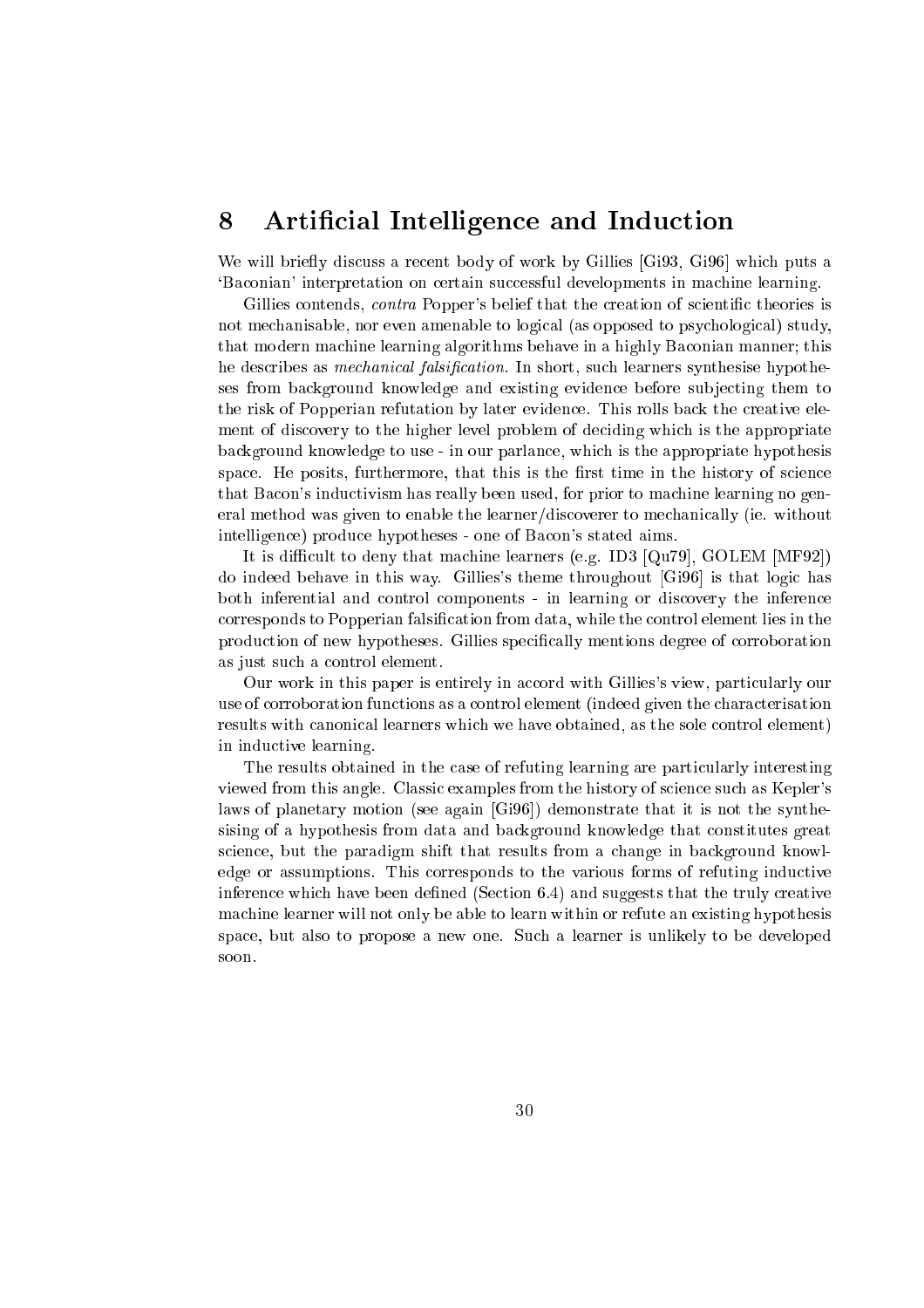# 8 Artificial Intelligence and Induction

We will briefly discuss a recent body of work by Gillies [Gi93, Gi96] which puts a 'Baconian' interpretation on certain successful developments in machine learning.

Gillies contends, *contra* Popper's belief that the creation of scientific theories is not mechanisable, nor even amenable to logical (as opposed to psychological) study, that modern machine learning algorithms behave in a highly Baconian manner; this he describes as *mechanical falsification*. In short, such learners synthesise hypotheses from background knowledge and existing evidence before subjecting them to the risk of Popperian refutation by later evidence. This rolls back the creative element of discovery to the higher level problem of deciding which is the appropriate background knowledge to use - in our parlance, which is the appropriate hypothesis space. He posits, furthermore, that this is the first time in the history of science that Bacon's inductivism has really been used, for prior to machine learning no general method was given to enable the learner/discoverer to mechanically (ie. without intelligence) produce hypotheses - one of Bacon's stated aims.

It is difficult to deny that machine learners (e.g. ID3 [Qu79], GOLEM [MF92]) do indeed behave in this way. Gillies's theme throughout [Gi96] is that logic has both inferential and control components - in learning or discovery the inference corresponds to Popperian falsification from data, while the control element lies in the production of new hypotheses. Gillies specifically mentions degree of corroboration as just such a control element.

Our work in this paper is entirely in accord with Gillies's view, particularly our use of corroboration functions as a control element (indeed given the characterisation results with canonical learners which we have obtained, as the sole control element) in inductive learning.

The results obtained in the case of refuting learning are particularly interesting viewed from this angle. Classic examples from the history of science such as Kepler's laws of planetary motion (see again [Gi96]) demonstrate that it is not the synthesising of a hypothesis from data and background knowledge that constitutes great science, but the paradigm shift that results from a change in background knowledge or assumptions. This corresponds to the various forms of refuting inductive inference which have been defined (Section 6.4) and suggests that the truly creative machine learner will not only be able to learn within or refute an existing hypothesis space, but also to propose a new one. Such a learner is unlikely to be developed soon.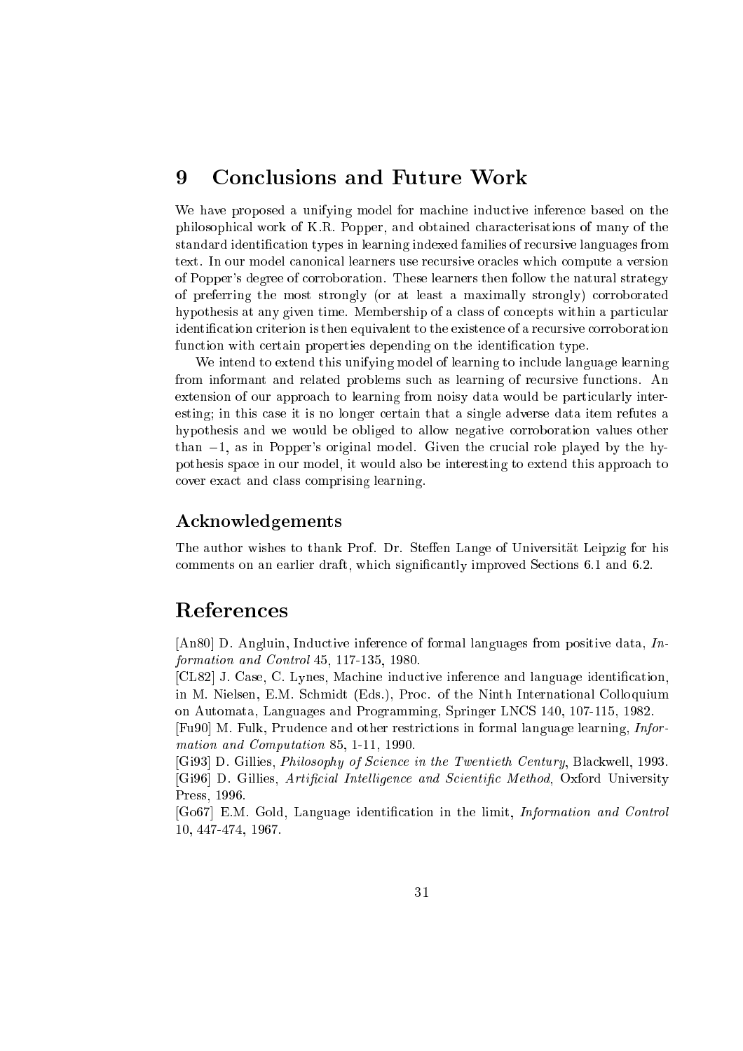## 9 Conclusions and Future Work

We have proposed a unifying model for machine inductive inference based on the philosophical work of K.R. Popper, and obtained characterisations of many of the standard identification types in learning indexed families of recursive languages from text. In our model canonical learners use recursive oracles which compute a version of Popper's degree of corroboration. These learners then follow the natural strategy of preferring the most strongly (or at least a maximally strongly) corroborated hypothesis at any given time. Membership of a class of concepts within a particular identification criterion is then equivalent to the existence of a recursive corroboration function with certain properties depending on the identification type.

We intend to extend this unifying model of learning to include language learning from informant and related problems such as learning of recursive functions. An extension of our approach to learning from noisy data would be particularly interesting; in this case it is no longer certain that a single adverse data item refutes a hypothesis and we would be obliged to allow negative corroboration values other than $-1$, as in Popper's original model. Given the crucial role played by the hypothesis space in our model, it would also be interesting to extend this approach to cover exact and class comprising learning.

### Acknowledgements

The author wishes to thank Prof. Dr. Steffen Lange of Universität Leipzig for his comments on an earlier draft, which significantly improved Sections 6.1 and 6.2.

## References

[An80] D. Angluin, Inductive inference of formal languages from positive data, *Information and Control* 45, 117-135, 1980.

[CL82] J. Case, C. Lynes, Machine inductive inference and language identification, in M. Nielsen, E.M. Schmidt (Eds.), Proc. of the Ninth International Colloquium on Automata, Languages and Programming, Springer LNCS 140, 107-115, 1982.

[Fu90] M. Fulk, Prudence and other restrictions in formal language learning, *Information and Computation* 85, 1-11, 1990.

[Gi93] D. Gillies, *Philosophy of Science in the Twentieth Century*, Blackwell, 1993.

[Gi96] D. Gillies, *Artificial Intelligence and Scientific Method*, Oxford University Press, 1996.

[Go67] E.M. Gold, Language identification in the limit, *Information and Control* 10, 447-474, 1967.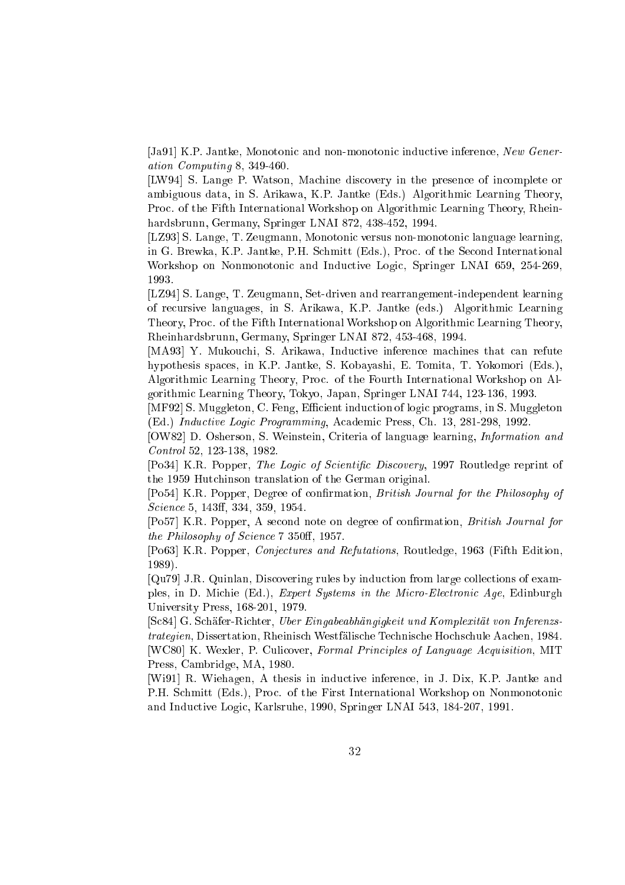[Ja91] K.P. Jantke, Monotonic and non-monotonic inductive inference, *New Generation Computing* 8, 349-460.

[LW94] S. Lange P. Watson, Machine discovery in the presence of incomplete or ambiguous data, in S. Arikawa, K.P. Jantke (Eds.) Algorithmic Learning Theory, Proc. of the Fifth International Workshop on Algorithmic Learning Theory, Rheinhardsbrunn, Germany, Springer LNAI 872, 438-452, 1994.

[LZ93] S. Lange, T. Zeugmann, Monotonic versus non-monotonic language learning, in G. Brewka, K.P. Jantke, P.H. Schmitt (Eds.), Proc. of the Second International Workshop on Nonmonotonic and Inductive Logic, Springer LNAI 659, 254-269, 1993.

[LZ94] S. Lange, T. Zeugmann, Set-driven and rearrangement-independent learning of recursive languages, in S. Arikawa, K.P. Jantke (eds.) Algorithmic Learning Theory, Proc. of the Fifth International Workshop on Algorithmic Learning Theory, Rheinhardsbrunn, Germany, Springer LNAI 872, 453-468, 1994.

[MA93] Y. Mukouchi, S. Arikawa, Inductive inference machines that can refute hypothesis spaces, in K.P. Jantke, S. Kobayashi, E. Tomita, T. Yokomori (Eds.), Algorithmic Learning Theory, Proc. of the Fourth International Workshop on Algorithmic Learning Theory, Tokyo, Japan, Springer LNAI 744, 123-136, 1993.

[MF92] S. Muggleton, C. Feng, Efficient induction of logic programs, in S. Muggleton (Ed.) *Inductive Logic Programming*, Academic Press, Ch. 13, 281-298, 1992.

[OW82] D. Osherson, S. Weinstein, Criteria of language learning, *Information and Control* 52, 123-138, 1982.

[Po34] K.R. Popper, *The Logic of Scientific Discovery*, 1997 Routledge reprint of the 1959 Hutchinson translation of the German original.

[Po54] K.R. Popper, Degree of confirmation, *British Journal for the Philosophy of Science* 5, 143ff, 334, 359, 1954.

[Po57] K.R. Popper, A second note on degree of confirmation, *British Journal for the Philosophy of Science* 7 350ff, 1957.

[Po63] K.R. Popper, *Conjectures and Refutations*, Routledge, 1963 (Fifth Edition, 1989).

[Qu79] J.R. Quinlan, Discovering rules by induction from large collections of examples, in D. Michie (Ed.), *Expert Systems in the Micro-Electronic Age*, Edinburgh University Press, 168-201, 1979.

[Sc84] G. Schäfer-Richter, *Uber Eingabeabhängigkeit und Komplexität von Inferenzstrategien*, Dissertation, Rheinisch Westfälische Technische Hochschule Aachen, 1984.

[WC80] K. Wexler, P. Culicover, *Formal Principles of Language Acquisition*, MIT Press, Cambridge, MA, 1980.

[Wi91] R. Wiehagen, A thesis in inductive inference, in J. Dix, K.P. Jantke and P.H. Schmitt (Eds.), Proc. of the First International Workshop on Nonmonotonic and Inductive Logic, Karlsruhe, 1990, Springer LNAI 543, 184-207, 1991.